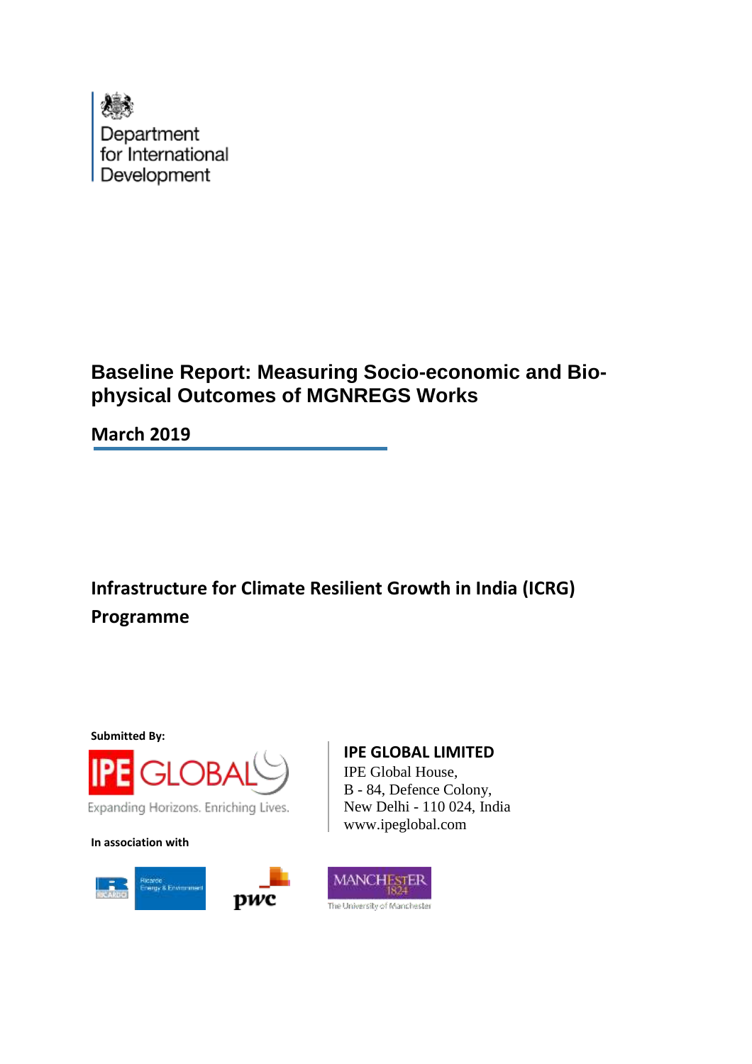Department for International Development

# Baseline Report: Measuring Socio-economic and Bio-physical Outcomes of MGNREGS Works

**March 2019**

## Infrastructure for Climate Resilient Growth in India (ICRG) Programme

**Submitted By:**

IPE GLOBAL

Expanding Horizons. Enriching Lives.

**IPE GLOBAL LIMITED**
IPE Global House,
B - 84, Defence Colony,
New Delhi - 110 024, India
www.ipeglobal.com

**In association with**

Ricardo Energy & Environment

pwc

MANCHESTER 1824 The University of Manchester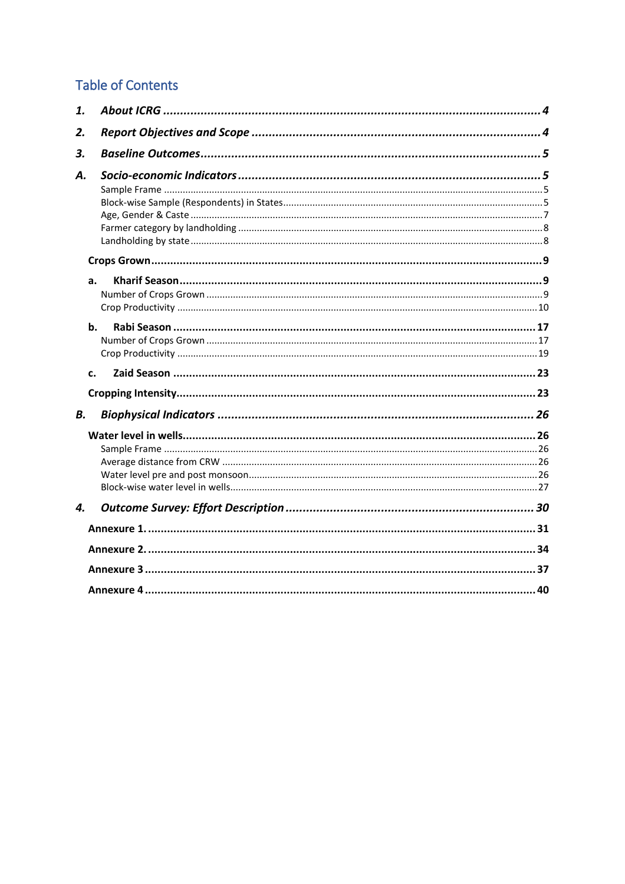## Table of Contents

1. ***About ICRG*** ........ 4
2. ***Report Objectives and Scope*** ........ 4
3. ***Baseline Outcomes*** ........ 5

A. ***Socio-economic Indicators*** ........ 5
- Sample Frame ........ 5
- Block-wise Sample (Respondents) in States ........ 5
- Age, Gender & Caste ........ 7
- Farmer category by landholding ........ 8
- Landholding by state ........ 8

**Crops Grown** ........ 9

**a. Kharif Season** ........ 9
- Number of Crops Grown ........ 9
- Crop Productivity ........ 10

**b. Rabi Season** ........ 17
- Number of Crops Grown ........ 17
- Crop Productivity ........ 19

**c. Zaid Season** ........ 23

**Cropping Intensity** ........ 23

B. ***Biophysical Indicators*** ........ 26

**Water level in wells** ........ 26
- Sample Frame ........ 26
- Average distance from CRW ........ 26
- Water level pre and post monsoon ........ 26
- Block-wise water level in wells ........ 27

4. ***Outcome Survey: Effort Description*** ........ 30

**Annexure 1.** ........ 31

**Annexure 2.** ........ 34

**Annexure 3** ........ 37

**Annexure 4** ........ 40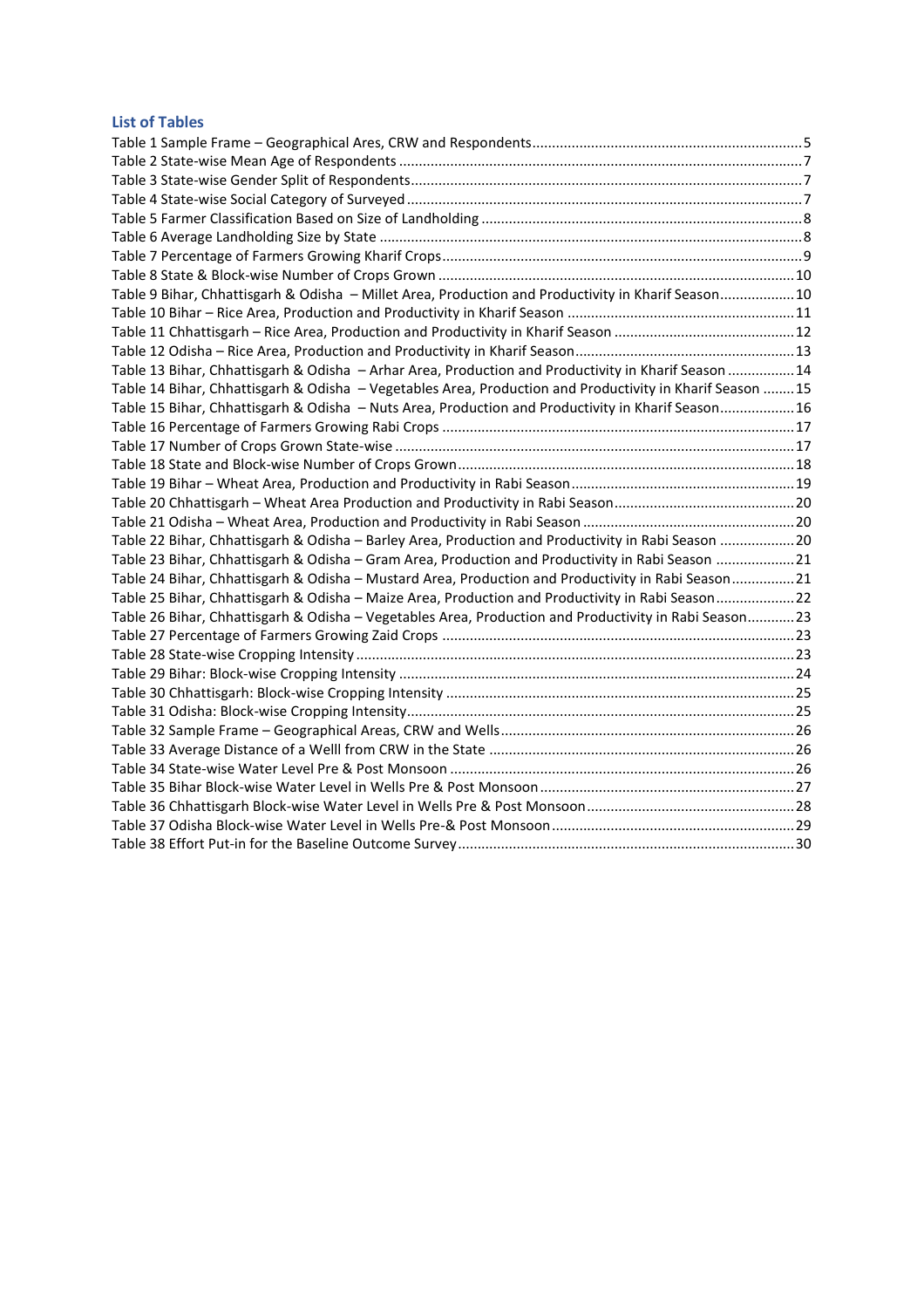## List of Tables

Table 1 Sample Frame – Geographical Ares, CRW and Respondents....................................................................5
Table 2 State-wise Mean Age of Respondents .......................................................................................................7
Table 3 State-wise Gender Split of Respondents....................................................................................................7
Table 4 State-wise Social Category of Surveyed .....................................................................................................7
Table 5 Farmer Classification Based on Size of Landholding .................................................................................8
Table 6 Average Landholding Size by State ............................................................................................................8
Table 7 Percentage of Farmers Growing Kharif Crops............................................................................................9
Table 8 State & Block-wise Number of Crops Grown ...........................................................................................10
Table 9 Bihar, Chhattisgarh & Odisha – Millet Area, Production and Productivity in Kharif Season...................10
Table 10 Bihar – Rice Area, Production and Productivity in Kharif Season ..........................................................11
Table 11 Chhattisgarh – Rice Area, Production and Productivity in Kharif Season ..............................................12
Table 12 Odisha – Rice Area, Production and Productivity in Kharif Season........................................................13
Table 13 Bihar, Chhattisgarh & Odisha – Arhar Area, Production and Productivity in Kharif Season .................14
Table 14 Bihar, Chhattisgarh & Odisha – Vegetables Area, Production and Productivity in Kharif Season ........15
Table 15 Bihar, Chhattisgarh & Odisha – Nuts Area, Production and Productivity in Kharif Season...................16
Table 16 Percentage of Farmers Growing Rabi Crops ..........................................................................................17
Table 17 Number of Crops Grown State-wise ......................................................................................................17
Table 18 State and Block-wise Number of Crops Grown......................................................................................18
Table 19 Bihar – Wheat Area, Production and Productivity in Rabi Season.........................................................19
Table 20 Chhattisgarh – Wheat Area Production and Productivity in Rabi Season..............................................20
Table 21 Odisha – Wheat Area, Production and Productivity in Rabi Season ......................................................20
Table 22 Bihar, Chhattisgarh & Odisha – Barley Area, Production and Productivity in Rabi Season ...................20
Table 23 Bihar, Chhattisgarh & Odisha – Gram Area, Production and Productivity in Rabi Season ....................21
Table 24 Bihar, Chhattisgarh & Odisha – Mustard Area, Production and Productivity in Rabi Season................21
Table 25 Bihar, Chhattisgarh & Odisha – Maize Area, Production and Productivity in Rabi Season....................22
Table 26 Bihar, Chhattisgarh & Odisha – Vegetables Area, Production and Productivity in Rabi Season............23
Table 27 Percentage of Farmers Growing Zaid Crops ..........................................................................................23
Table 28 State-wise Cropping Intensity ...............................................................................................................23
Table 29 Bihar: Block-wise Cropping Intensity .....................................................................................................24
Table 30 Chhattisgarh: Block-wise Cropping Intensity .........................................................................................25
Table 31 Odisha: Block-wise Cropping Intensity...................................................................................................25
Table 32 Sample Frame – Geographical Areas, CRW and Wells...........................................................................26
Table 33 Average Distance of a Welll from CRW in the State ..............................................................................26
Table 34 State-wise Water Level Pre & Post Monsoon ........................................................................................26
Table 35 Bihar Block-wise Water Level in Wells Pre & Post Monsoon.................................................................27
Table 36 Chhattisgarh Block-wise Water Level in Wells Pre & Post Monsoon.....................................................28
Table 37 Odisha Block-wise Water Level in Wells Pre-& Post Monsoon..............................................................29
Table 38 Effort Put-in for the Baseline Outcome Survey......................................................................................30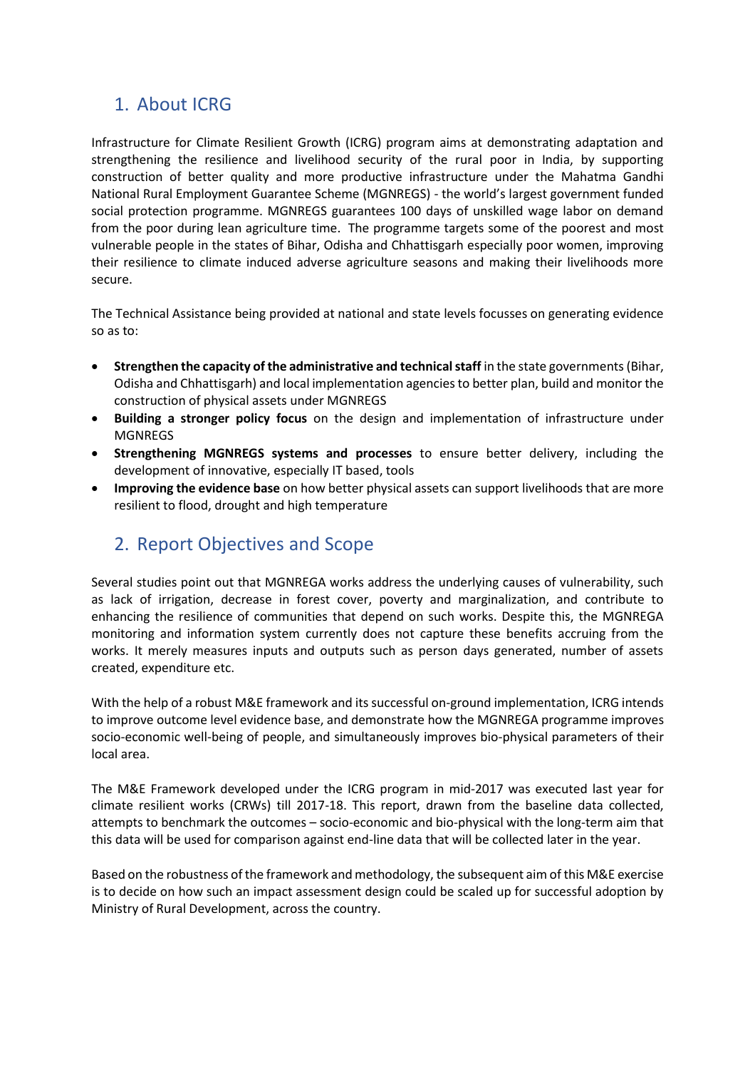## 1. About ICRG

Infrastructure for Climate Resilient Growth (ICRG) program aims at demonstrating adaptation and strengthening the resilience and livelihood security of the rural poor in India, by supporting construction of better quality and more productive infrastructure under the Mahatma Gandhi National Rural Employment Guarantee Scheme (MGNREGS) - the world's largest government funded social protection programme. MGNREGS guarantees 100 days of unskilled wage labor on demand from the poor during lean agriculture time. The programme targets some of the poorest and most vulnerable people in the states of Bihar, Odisha and Chhattisgarh especially poor women, improving their resilience to climate induced adverse agriculture seasons and making their livelihoods more secure.

The Technical Assistance being provided at national and state levels focusses on generating evidence so as to:

- **Strengthen the capacity of the administrative and technical staff** in the state governments (Bihar, Odisha and Chhattisgarh) and local implementation agencies to better plan, build and monitor the construction of physical assets under MGNREGS
- **Building a stronger policy focus** on the design and implementation of infrastructure under MGNREGS
- **Strengthening MGNREGS systems and processes** to ensure better delivery, including the development of innovative, especially IT based, tools
- **Improving the evidence base** on how better physical assets can support livelihoods that are more resilient to flood, drought and high temperature

## 2. Report Objectives and Scope

Several studies point out that MGNREGA works address the underlying causes of vulnerability, such as lack of irrigation, decrease in forest cover, poverty and marginalization, and contribute to enhancing the resilience of communities that depend on such works. Despite this, the MGNREGA monitoring and information system currently does not capture these benefits accruing from the works. It merely measures inputs and outputs such as person days generated, number of assets created, expenditure etc.

With the help of a robust M&E framework and its successful on-ground implementation, ICRG intends to improve outcome level evidence base, and demonstrate how the MGNREGA programme improves socio-economic well-being of people, and simultaneously improves bio-physical parameters of their local area.

The M&E Framework developed under the ICRG program in mid-2017 was executed last year for climate resilient works (CRWs) till 2017-18. This report, drawn from the baseline data collected, attempts to benchmark the outcomes – socio-economic and bio-physical with the long-term aim that this data will be used for comparison against end-line data that will be collected later in the year.

Based on the robustness of the framework and methodology, the subsequent aim of this M&E exercise is to decide on how such an impact assessment design could be scaled up for successful adoption by Ministry of Rural Development, across the country.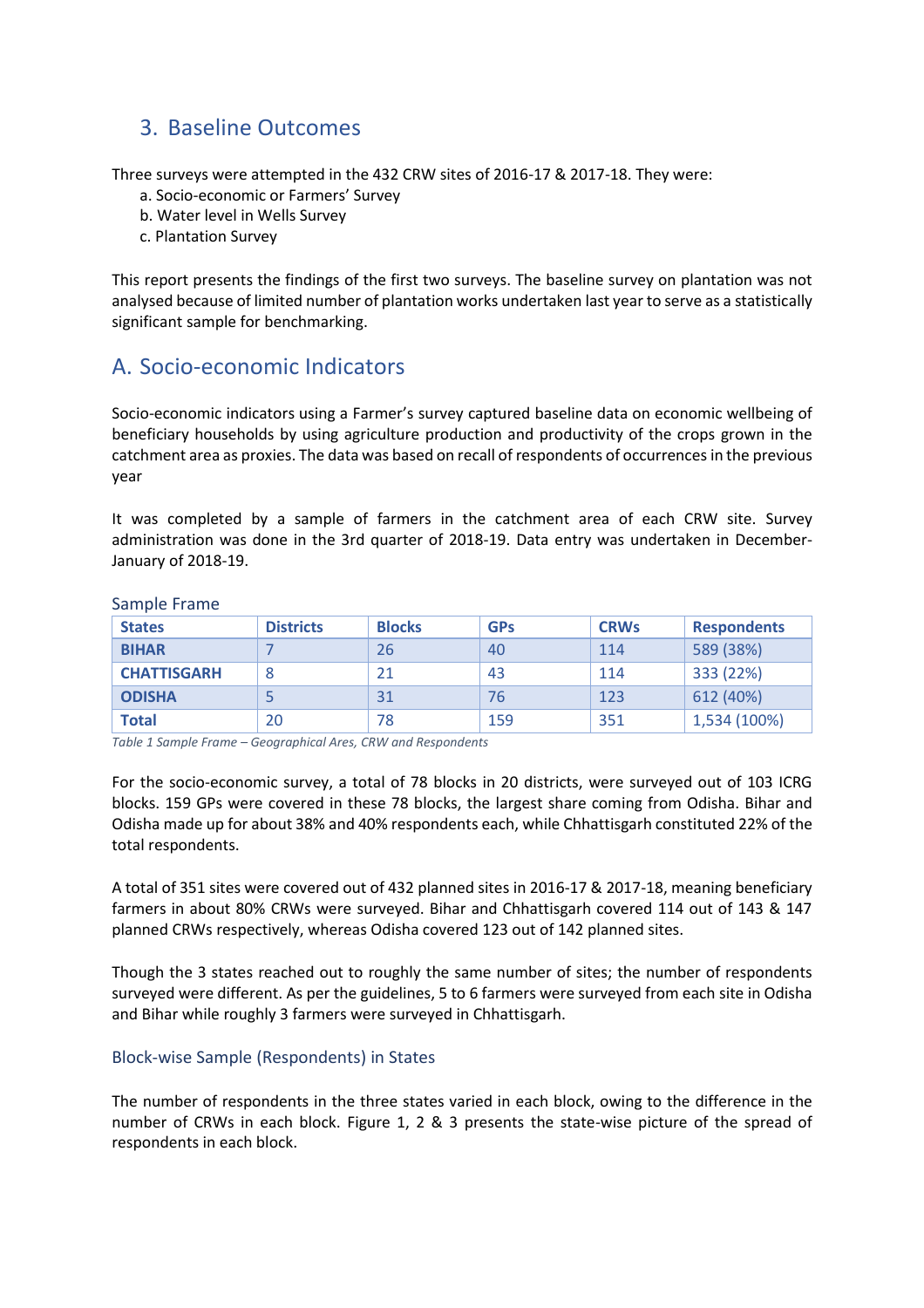## 3. Baseline Outcomes

Three surveys were attempted in the 432 CRW sites of 2016-17 & 2017-18. They were:

a. Socio-economic or Farmers' Survey
b. Water level in Wells Survey
c. Plantation Survey

This report presents the findings of the first two surveys. The baseline survey on plantation was not analysed because of limited number of plantation works undertaken last year to serve as a statistically significant sample for benchmarking.

## A. Socio-economic Indicators

Socio-economic indicators using a Farmer's survey captured baseline data on economic wellbeing of beneficiary households by using agriculture production and productivity of the crops grown in the catchment area as proxies. The data was based on recall of respondents of occurrences in the previous year

It was completed by a sample of farmers in the catchment area of each CRW site. Survey administration was done in the 3rd quarter of 2018-19. Data entry was undertaken in December-January of 2018-19.

### Sample Frame

| States | Districts | Blocks | GPs | CRWs | Respondents |
|---|---|---|---|---|---|
| **BIHAR** | 7 | 26 | 40 | 114 | 589 (38%) |
| **CHATTISGARH** | 8 | 21 | 43 | 114 | 333 (22%) |
| **ODISHA** | 5 | 31 | 76 | 123 | 612 (40%) |
| **Total** | 20 | 78 | 159 | 351 | 1,534 (100%) |

*Table 1 Sample Frame – Geographical Ares, CRW and Respondents*

For the socio-economic survey, a total of 78 blocks in 20 districts, were surveyed out of 103 ICRG blocks. 159 GPs were covered in these 78 blocks, the largest share coming from Odisha. Bihar and Odisha made up for about 38% and 40% respondents each, while Chhattisgarh constituted 22% of the total respondents.

A total of 351 sites were covered out of 432 planned sites in 2016-17 & 2017-18, meaning beneficiary farmers in about 80% CRWs were surveyed. Bihar and Chhattisgarh covered 114 out of 143 & 147 planned CRWs respectively, whereas Odisha covered 123 out of 142 planned sites.

Though the 3 states reached out to roughly the same number of sites; the number of respondents surveyed were different. As per the guidelines, 5 to 6 farmers were surveyed from each site in Odisha and Bihar while roughly 3 farmers were surveyed in Chhattisgarh.

### Block-wise Sample (Respondents) in States

The number of respondents in the three states varied in each block, owing to the difference in the number of CRWs in each block. Figure 1, 2 & 3 presents the state-wise picture of the spread of respondents in each block.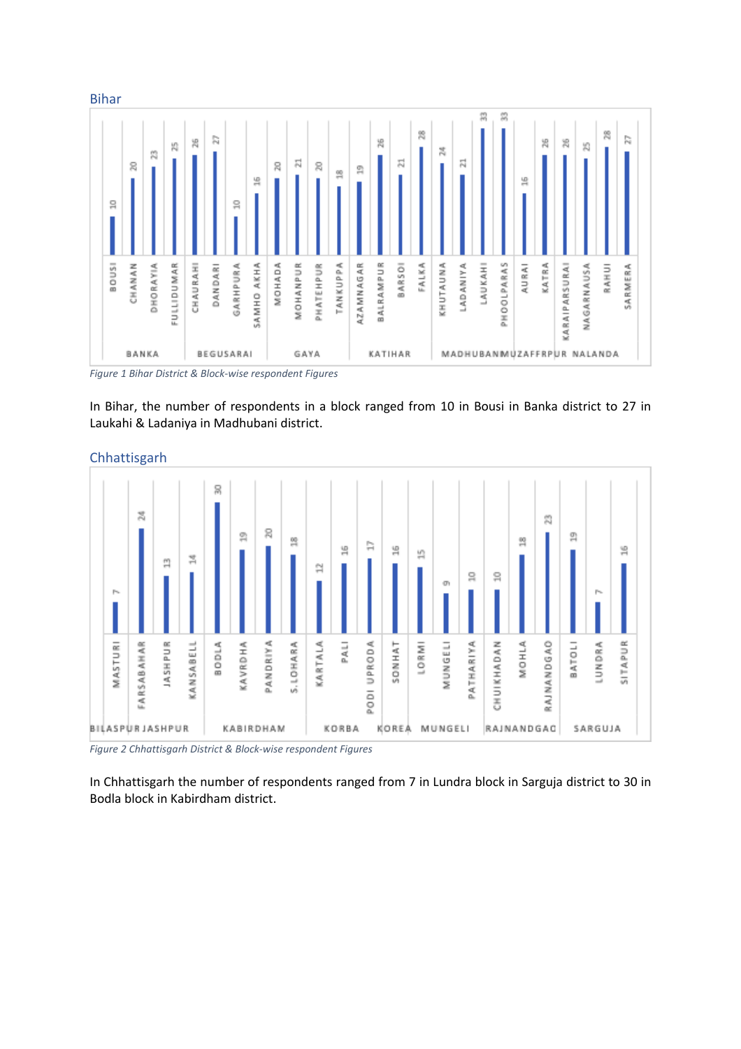## Bihar

| District | Block | Respondents |
|---|---|---|
| BANKA | BOUSI | 10 |
| | CHANAN | 20 |
| | DHORAYIA | 23 |
| | FULLIDUMAR | 25 |
| BEGUSARAI | CHAURAHI | 26 |
| | DANDARI | 27 |
| | GARHPURA | 10 |
| | SAMHO AKHA | 16 |
| GAYA | MOHADA | 20 |
| | MOHANPUR | 21 |
| | PHATEHPUR | 20 |
| | TANKUPPA | 18 |
| KATIHAR | AZAMNAGAR | 19 |
| | BALRAMPUR | 26 |
| | BARSOI | 21 |
| | FALKA | 28 |
| MADHUBANI | KHUTAUNA | 24 |
| | LADANIYA | 21 |
| | LAUKAHI | 33 |
| | PHOOLPARAS | 33 |
| MUZAFFRPUR | AURAI | 16 |
| | KATRA | 26 |
| NALANDA | KARAIPARSURAI | 26 |
| | NAGARNAUSA | 25 |
| | RAHUI | 28 |
| | SARMERA | 27 |

*Figure 1 Bihar District & Block-wise respondent Figures*

In Bihar, the number of respondents in a block ranged from 10 in Bousi in Banka district to 27 in Laukahi & Ladaniya in Madhubani district.

## Chhattisgarh

| District | Block | Respondents |
|---|---|---|
| BILASPUR | MASTURI | 7 |
| JASHPUR | FARSABAHAR | 24 |
| | JASHPUR | 13 |
| | KANSABELL | 14 |
| KABIRDHAM | BODLA | 30 |
| | KAVRDHA | 19 |
| | PANDRIYA | 20 |
| | S.LOHARA | 18 |
| KORBA | KARTALA | 12 |
| | PALI | 16 |
| | PODI UPRODA | 17 |
| KOREA | SONHAT | 16 |
| MUNGELI | LORMI | 15 |
| | MUNGELI | 9 |
| | PATHARIYA | 10 |
| RAJNANDGAO | CHUIKHADAN | 10 |
| | MOHLA | 18 |
| | RAJNANDGAO | 23 |
| SARGUJA | BATOLI | 19 |
| | LUNDRA | 7 |
| | SITAPUR | 16 |

*Figure 2 Chhattisgarh District & Block-wise respondent Figures*

In Chhattisgarh the number of respondents ranged from 7 in Lundra block in Sarguja district to 30 in Bodla block in Kabirdham district.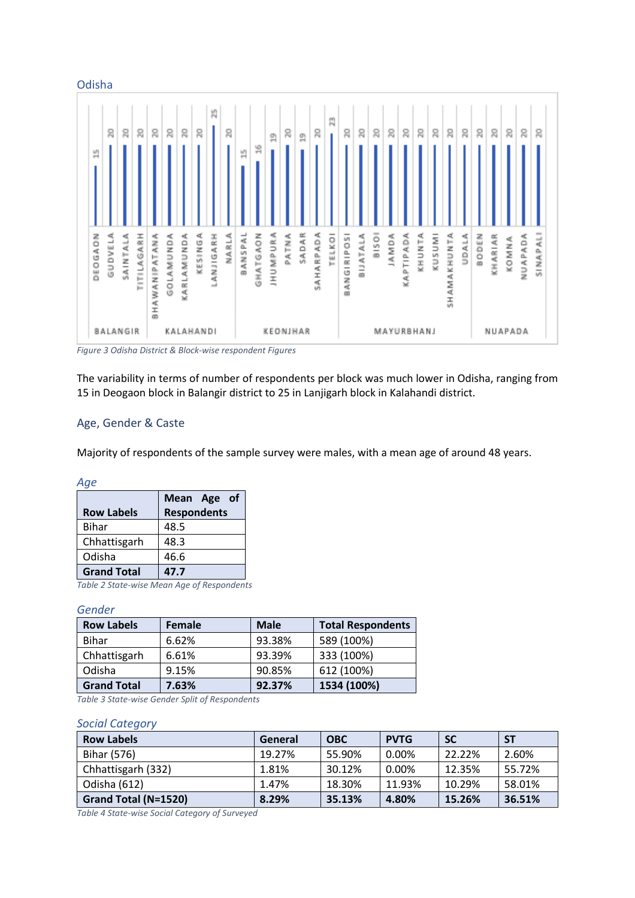## Odisha

Figure 3 Odisha District & Block-wise respondent Figures

The variability in terms of number of respondents per block was much lower in Odisha, ranging from 15 in Deogaon block in Balangir district to 25 in Lanjigarh block in Kalahandi district.

## Age, Gender & Caste

Majority of respondents of the sample survey were males, with a mean age of around 48 years.

### *Age*

| Row Labels | Mean Age of Respondents |
|---|---|
| Bihar | 48.5 |
| Chhattisgarh | 48.3 |
| Odisha | 46.6 |
| **Grand Total** | **47.7** |

*Table 2 State-wise Mean Age of Respondents*

### *Gender*

| Row Labels | Female | Male | Total Respondents |
|---|---|---|---|
| Bihar | 6.62% | 93.38% | 589 (100%) |
| Chhattisgarh | 6.61% | 93.39% | 333 (100%) |
| Odisha | 9.15% | 90.85% | 612 (100%) |
| **Grand Total** | **7.63%** | **92.37%** | **1534 (100%)** |

*Table 3 State-wise Gender Split of Respondents*

### *Social Category*

| Row Labels | General | OBC | PVTG | SC | ST |
|---|---|---|---|---|---|
| Bihar (576) | 19.27% | 55.90% | 0.00% | 22.22% | 2.60% |
| Chhattisgarh (332) | 1.81% | 30.12% | 0.00% | 12.35% | 55.72% |
| Odisha (612) | 1.47% | 18.30% | 11.93% | 10.29% | 58.01% |
| **Grand Total (N=1520)** | **8.29%** | **35.13%** | **4.80%** | **15.26%** | **36.51%** |

*Table 4 State-wise Social Category of Surveyed*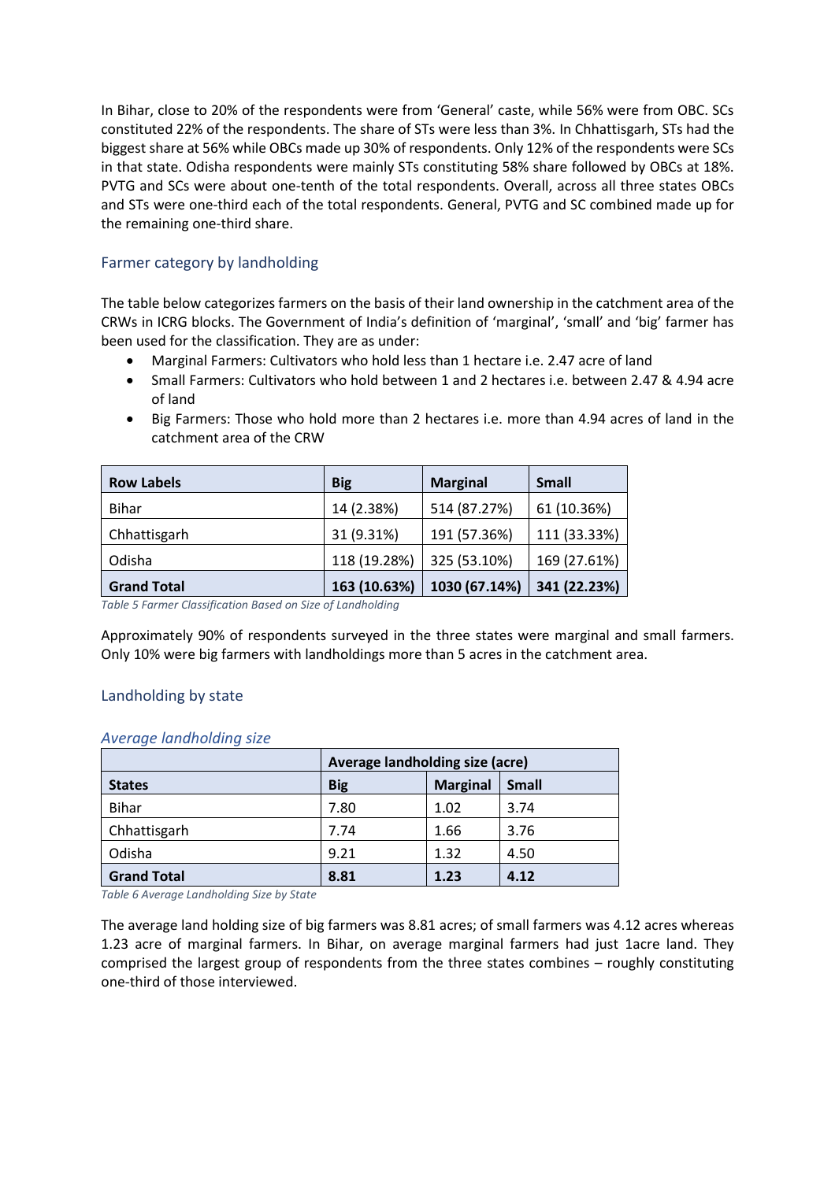In Bihar, close to 20% of the respondents were from 'General' caste, while 56% were from OBC. SCs constituted 22% of the respondents. The share of STs were less than 3%. In Chhattisgarh, STs had the biggest share at 56% while OBCs made up 30% of respondents. Only 12% of the respondents were SCs in that state. Odisha respondents were mainly STs constituting 58% share followed by OBCs at 18%. PVTG and SCs were about one-tenth of the total respondents. Overall, across all three states OBCs and STs were one-third each of the total respondents. General, PVTG and SC combined made up for the remaining one-third share.

## Farmer category by landholding

The table below categorizes farmers on the basis of their land ownership in the catchment area of the CRWs in ICRG blocks. The Government of India's definition of 'marginal', 'small' and 'big' farmer has been used for the classification. They are as under:

- Marginal Farmers: Cultivators who hold less than 1 hectare i.e. 2.47 acre of land
- Small Farmers: Cultivators who hold between 1 and 2 hectares i.e. between 2.47 & 4.94 acre of land
- Big Farmers: Those who hold more than 2 hectares i.e. more than 4.94 acres of land in the catchment area of the CRW

| Row Labels | Big | Marginal | Small |
|---|---|---|---|
| Bihar | 14 (2.38%) | 514 (87.27%) | 61 (10.36%) |
| Chhattisgarh | 31 (9.31%) | 191 (57.36%) | 111 (33.33%) |
| Odisha | 118 (19.28%) | 325 (53.10%) | 169 (27.61%) |
| **Grand Total** | **163 (10.63%)** | **1030 (67.14%)** | **341 (22.23%)** |

*Table 5 Farmer Classification Based on Size of Landholding*

Approximately 90% of respondents surveyed in the three states were marginal and small farmers. Only 10% were big farmers with landholdings more than 5 acres in the catchment area.

## Landholding by state

### *Average landholding size*

| | Average landholding size (acre) | | |
|---|---|---|---|
| **States** | **Big** | **Marginal** | **Small** |
| Bihar | 7.80 | 1.02 | 3.74 |
| Chhattisgarh | 7.74 | 1.66 | 3.76 |
| Odisha | 9.21 | 1.32 | 4.50 |
| **Grand Total** | **8.81** | **1.23** | **4.12** |

*Table 6 Average Landholding Size by State*

The average land holding size of big farmers was 8.81 acres; of small farmers was 4.12 acres whereas 1.23 acre of marginal farmers. In Bihar, on average marginal farmers had just 1acre land. They comprised the largest group of respondents from the three states combines – roughly constituting one-third of those interviewed.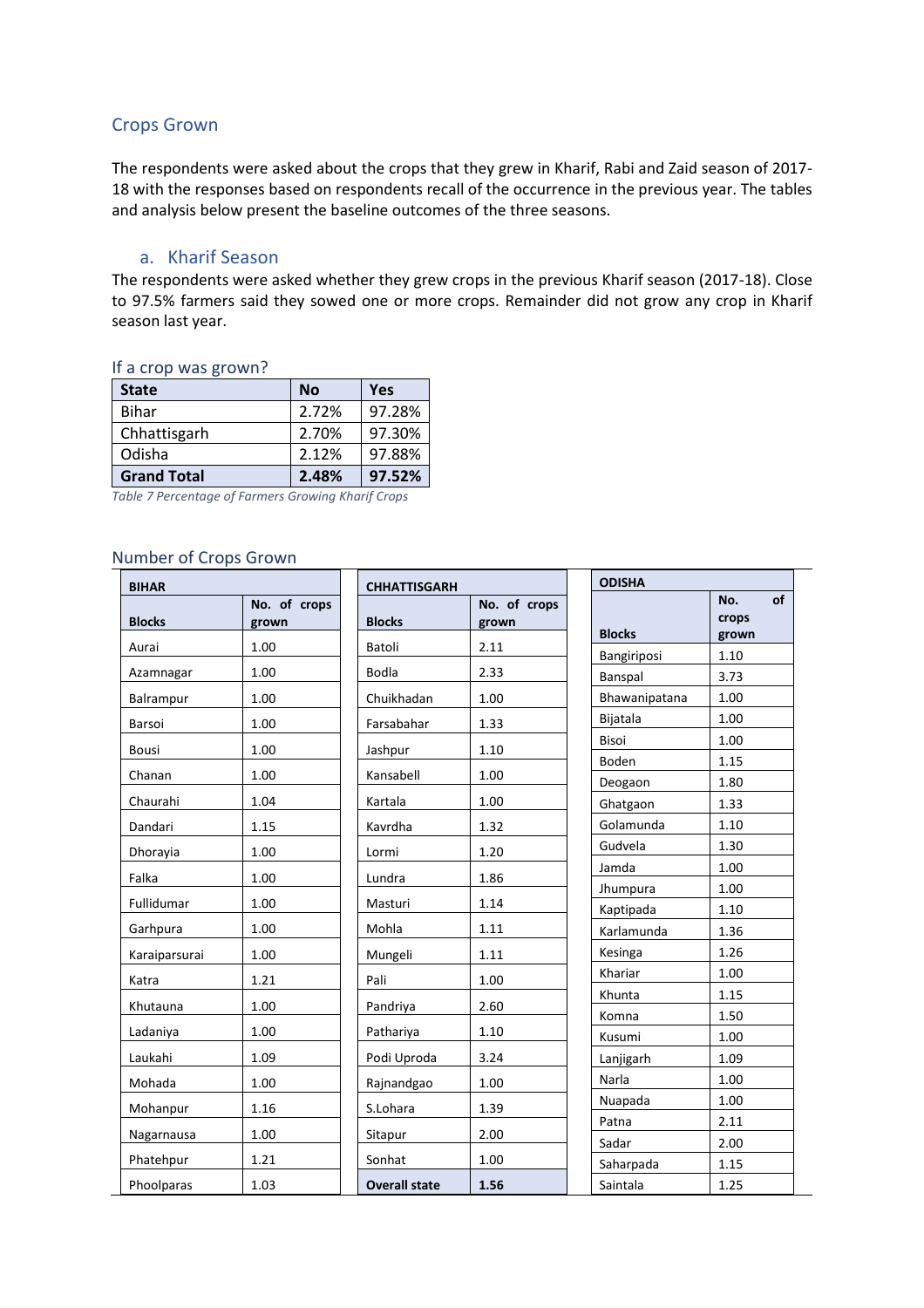## Crops Grown

The respondents were asked about the crops that they grew in Kharif, Rabi and Zaid season of 2017-18 with the responses based on respondents recall of the occurrence in the previous year. The tables and analysis below present the baseline outcomes of the three seasons.

### a. Kharif Season

The respondents were asked whether they grew crops in the previous Kharif season (2017-18). Close to 97.5% farmers said they sowed one or more crops. Remainder did not grow any crop in Kharif season last year.

#### If a crop was grown?

| State | No | Yes |
|---|---|---|
| Bihar | 2.72% | 97.28% |
| Chhattisgarh | 2.70% | 97.30% |
| Odisha | 2.12% | 97.88% |
| **Grand Total** | **2.48%** | **97.52%** |

*Table 7 Percentage of Farmers Growing Kharif Crops*

#### Number of Crops Grown

| BIHAR | |
|---|---|
| **Blocks** | **No. of crops grown** |
| Aurai | 1.00 |
| Azamnagar | 1.00 |
| Balrampur | 1.00 |
| Barsoi | 1.00 |
| Bousi | 1.00 |
| Chanan | 1.00 |
| Chaurahi | 1.04 |
| Dandari | 1.15 |
| Dhorayia | 1.00 |
| Falka | 1.00 |
| Fullidumar | 1.00 |
| Garhpura | 1.00 |
| Karaiparsurai | 1.00 |
| Katra | 1.21 |
| Khutauna | 1.00 |
| Ladaniya | 1.00 |
| Laukahi | 1.09 |
| Mohada | 1.00 |
| Mohanpur | 1.16 |
| Nagarnausa | 1.00 |
| Phatehpur | 1.21 |
| Phoolparas | 1.03 |

| CHHATTISGARH | |
|---|---|
| **Blocks** | **No. of crops grown** |
| Batoli | 2.11 |
| Bodla | 2.33 |
| Chuikhadan | 1.00 |
| Farsabahar | 1.33 |
| Jashpur | 1.10 |
| Kansabell | 1.00 |
| Kartala | 1.00 |
| Kavrdha | 1.32 |
| Lormi | 1.20 |
| Lundra | 1.86 |
| Masturi | 1.14 |
| Mohla | 1.11 |
| Mungeli | 1.11 |
| Pali | 1.00 |
| Pandriya | 2.60 |
| Pathariya | 1.10 |
| Podi Uproda | 3.24 |
| Rajnandgao | 1.00 |
| S.Lohara | 1.39 |
| Sitapur | 2.00 |
| Sonhat | 1.00 |
| **Overall state** | **1.56** |

| ODISHA | |
|---|---|
| **Blocks** | **No. of crops grown** |
| Bangiriposi | 1.10 |
| Banspal | 3.73 |
| Bhawanipatana | 1.00 |
| Bijatala | 1.00 |
| Bisoi | 1.00 |
| Boden | 1.15 |
| Deogaon | 1.80 |
| Ghatgaon | 1.33 |
| Golamunda | 1.10 |
| Gudvela | 1.30 |
| Jamda | 1.00 |
| Jhumpura | 1.00 |
| Kaptipada | 1.10 |
| Karlamunda | 1.36 |
| Kesinga | 1.26 |
| Khariar | 1.00 |
| Khunta | 1.15 |
| Komna | 1.50 |
| Kusumi | 1.00 |
| Lanjigarh | 1.09 |
| Narla | 1.00 |
| Nuapada | 1.00 |
| Patna | 2.11 |
| Sadar | 2.00 |
| Saharpada | 1.15 |
| Saintala | 1.25 |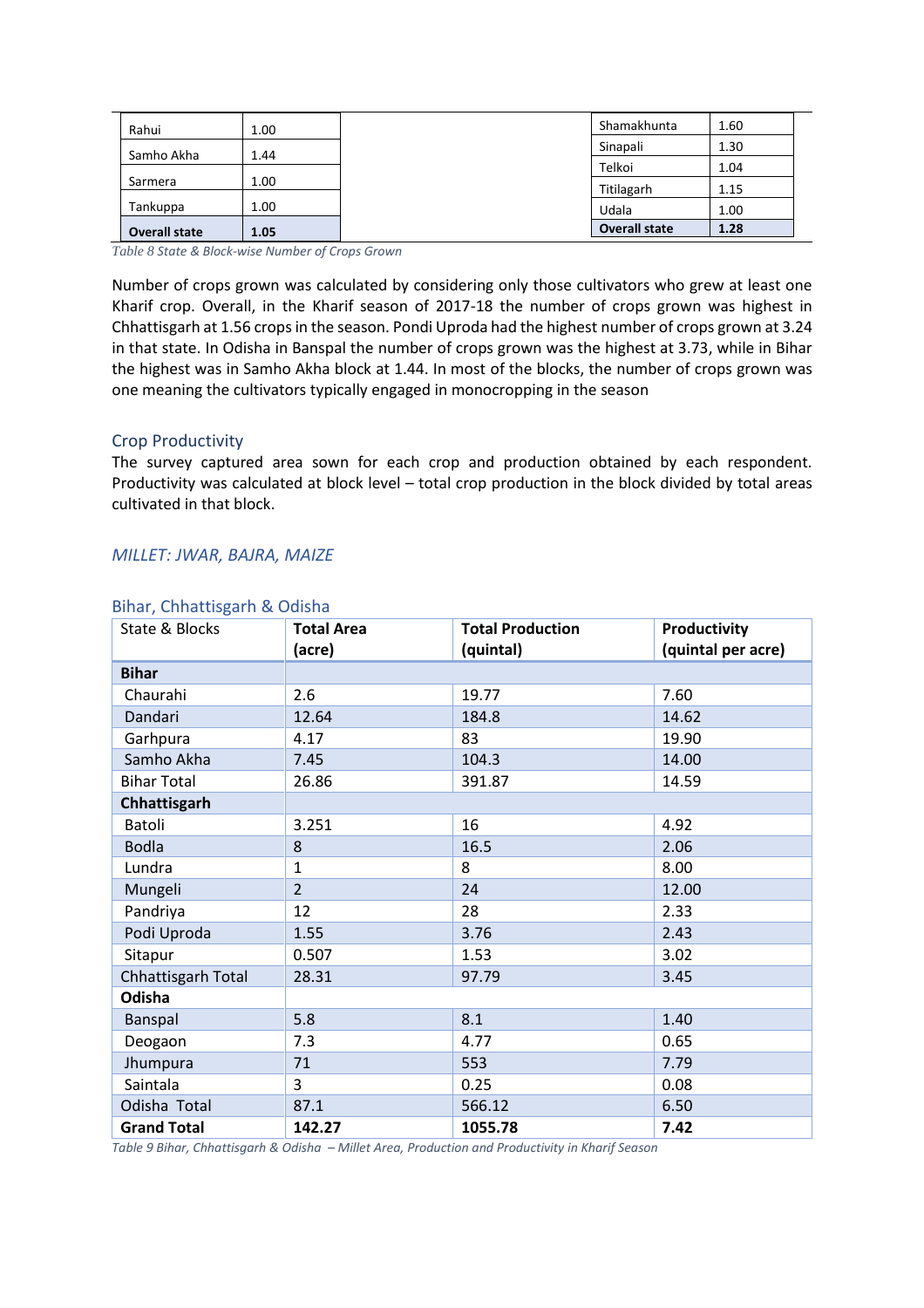| | |
|---|---|
| Rahui | 1.00 |
| Samho Akha | 1.44 |
| Sarmera | 1.00 |
| Tankuppa | 1.00 |
| **Overall state** | **1.05** |

| | |
|---|---|
| Shamakhunta | 1.60 |
| Sinapali | 1.30 |
| Telkoi | 1.04 |
| Titilagarh | 1.15 |
| Udala | 1.00 |
| **Overall state** | **1.28** |

*Table 8 State & Block-wise Number of Crops Grown*

Number of crops grown was calculated by considering only those cultivators who grew at least one Kharif crop. Overall, in the Kharif season of 2017-18 the number of crops grown was highest in Chhattisgarh at 1.56 crops in the season. Pondi Uproda had the highest number of crops grown at 3.24 in that state. In Odisha in Banspal the number of crops grown was the highest at 3.73, while in Bihar the highest was in Samho Akha block at 1.44. In most of the blocks, the number of crops grown was one meaning the cultivators typically engaged in monocropping in the season

## Crop Productivity

The survey captured area sown for each crop and production obtained by each respondent. Productivity was calculated at block level – total crop production in the block divided by total areas cultivated in that block.

### *MILLET: JWAR, BAJRA, MAIZE*

#### Bihar, Chhattisgarh & Odisha

| State & Blocks | Total Area (acre) | Total Production (quintal) | Productivity (quintal per acre) |
|---|---|---|---|
| **Bihar** | | | |
| Chaurahi | 2.6 | 19.77 | 7.60 |
| Dandari | 12.64 | 184.8 | 14.62 |
| Garhpura | 4.17 | 83 | 19.90 |
| Samho Akha | 7.45 | 104.3 | 14.00 |
| Bihar Total | 26.86 | 391.87 | 14.59 |
| **Chhattisgarh** | | | |
| Batoli | 3.251 | 16 | 4.92 |
| Bodla | 8 | 16.5 | 2.06 |
| Lundra | 1 | 8 | 8.00 |
| Mungeli | 2 | 24 | 12.00 |
| Pandriya | 12 | 28 | 2.33 |
| Podi Uproda | 1.55 | 3.76 | 2.43 |
| Sitapur | 0.507 | 1.53 | 3.02 |
| Chhattisgarh Total | 28.31 | 97.79 | 3.45 |
| **Odisha** | | | |
| Banspal | 5.8 | 8.1 | 1.40 |
| Deogaon | 7.3 | 4.77 | 0.65 |
| Jhumpura | 71 | 553 | 7.79 |
| Saintala | 3 | 0.25 | 0.08 |
| Odisha Total | 87.1 | 566.12 | 6.50 |
| **Grand Total** | **142.27** | **1055.78** | **7.42** |

*Table 9 Bihar, Chhattisgarh & Odisha – Millet Area, Production and Productivity in Kharif Season*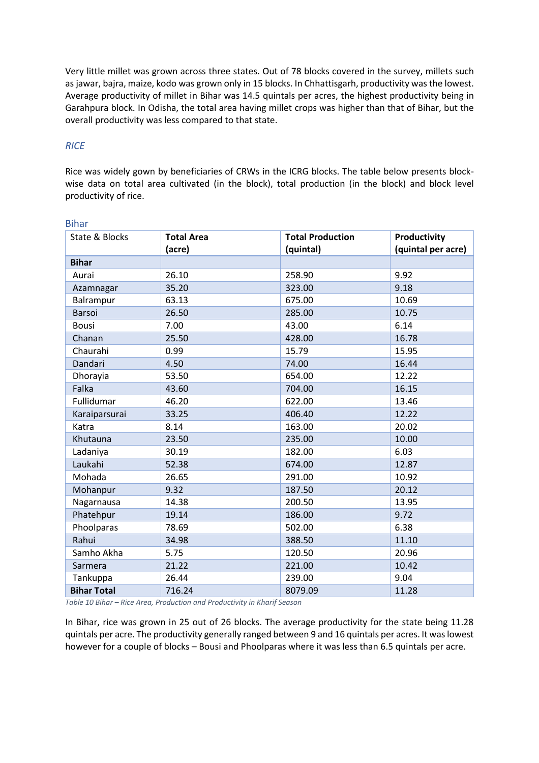Very little millet was grown across three states. Out of 78 blocks covered in the survey, millets such as jawar, bajra, maize, kodo was grown only in 15 blocks. In Chhattisgarh, productivity was the lowest. Average productivity of millet in Bihar was 14.5 quintals per acres, the highest productivity being in Garahpura block. In Odisha, the total area having millet crops was higher than that of Bihar, but the overall productivity was less compared to that state.

### *RICE*

Rice was widely gown by beneficiaries of CRWs in the ICRG blocks. The table below presents block-wise data on total area cultivated (in the block), total production (in the block) and block level productivity of rice.

#### Bihar

| State & Blocks | **Total Area (acre)** | **Total Production (quintal)** | **Productivity (quintal per acre)** |
|---|---|---|---|
| **Bihar** | | | |
| Aurai | 26.10 | 258.90 | 9.92 |
| Azamnagar | 35.20 | 323.00 | 9.18 |
| Balrampur | 63.13 | 675.00 | 10.69 |
| Barsoi | 26.50 | 285.00 | 10.75 |
| Bousi | 7.00 | 43.00 | 6.14 |
| Chanan | 25.50 | 428.00 | 16.78 |
| Chaurahi | 0.99 | 15.79 | 15.95 |
| Dandari | 4.50 | 74.00 | 16.44 |
| Dhorayia | 53.50 | 654.00 | 12.22 |
| Falka | 43.60 | 704.00 | 16.15 |
| Fullidumar | 46.20 | 622.00 | 13.46 |
| Karaiparsurai | 33.25 | 406.40 | 12.22 |
| Katra | 8.14 | 163.00 | 20.02 |
| Khutauna | 23.50 | 235.00 | 10.00 |
| Ladaniya | 30.19 | 182.00 | 6.03 |
| Laukahi | 52.38 | 674.00 | 12.87 |
| Mohada | 26.65 | 291.00 | 10.92 |
| Mohanpur | 9.32 | 187.50 | 20.12 |
| Nagarnausa | 14.38 | 200.50 | 13.95 |
| Phatehpur | 19.14 | 186.00 | 9.72 |
| Phoolparas | 78.69 | 502.00 | 6.38 |
| Rahui | 34.98 | 388.50 | 11.10 |
| Samho Akha | 5.75 | 120.50 | 20.96 |
| Sarmera | 21.22 | 221.00 | 10.42 |
| Tankuppa | 26.44 | 239.00 | 9.04 |
| **Bihar Total** | 716.24 | 8079.09 | 11.28 |

*Table 10 Bihar – Rice Area, Production and Productivity in Kharif Season*

In Bihar, rice was grown in 25 out of 26 blocks. The average productivity for the state being 11.28 quintals per acre. The productivity generally ranged between 9 and 16 quintals per acres. It was lowest however for a couple of blocks – Bousi and Phoolparas where it was less than 6.5 quintals per acre.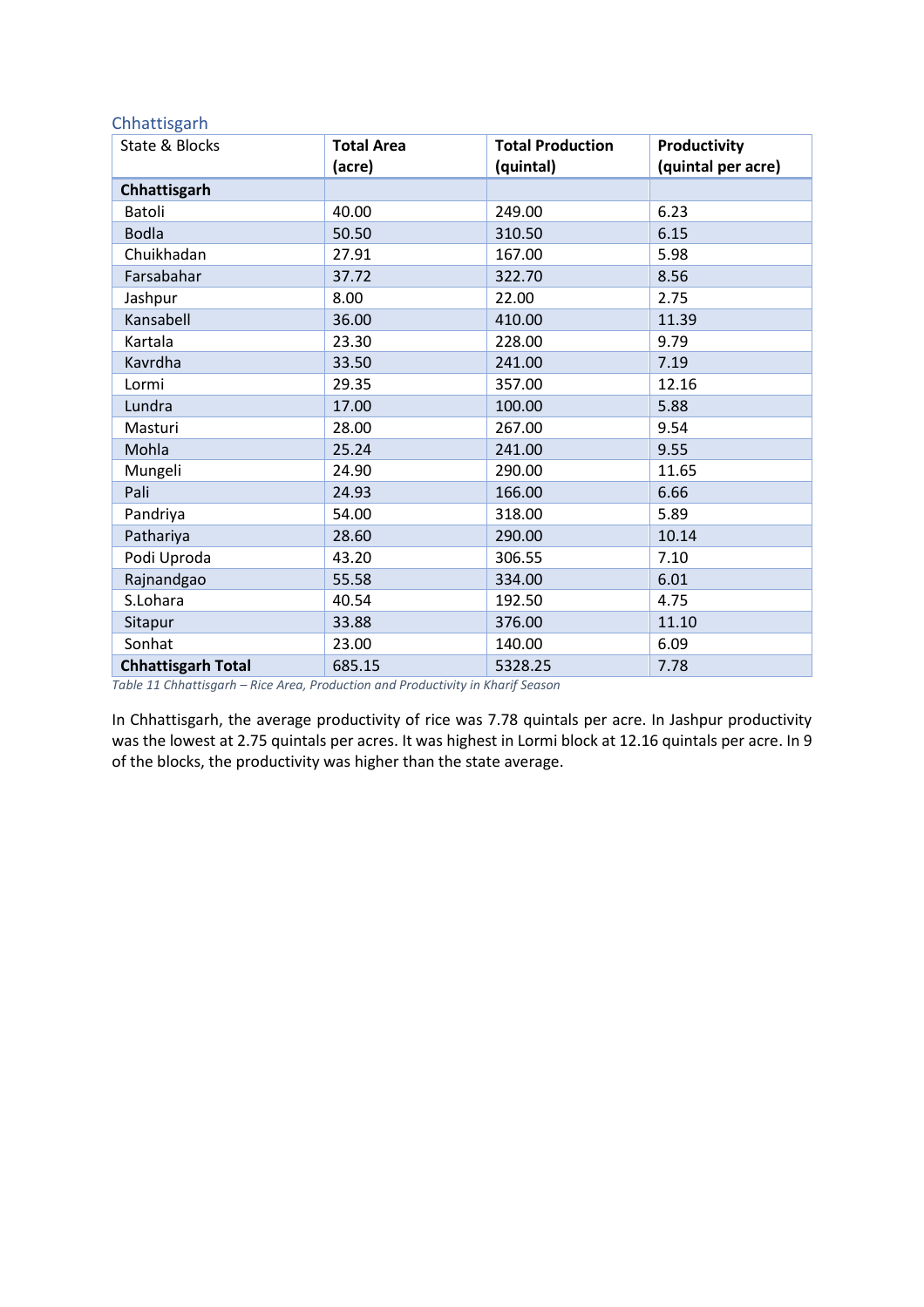## Chhattisgarh

| State & Blocks | Total Area (acre) | Total Production (quintal) | Productivity (quintal per acre) |
|---|---|---|---|
| **Chhattisgarh** | | | |
| Batoli | 40.00 | 249.00 | 6.23 |
| Bodla | 50.50 | 310.50 | 6.15 |
| Chuikhadan | 27.91 | 167.00 | 5.98 |
| Farsabahar | 37.72 | 322.70 | 8.56 |
| Jashpur | 8.00 | 22.00 | 2.75 |
| Kansabell | 36.00 | 410.00 | 11.39 |
| Kartala | 23.30 | 228.00 | 9.79 |
| Kavrdha | 33.50 | 241.00 | 7.19 |
| Lormi | 29.35 | 357.00 | 12.16 |
| Lundra | 17.00 | 100.00 | 5.88 |
| Masturi | 28.00 | 267.00 | 9.54 |
| Mohla | 25.24 | 241.00 | 9.55 |
| Mungeli | 24.90 | 290.00 | 11.65 |
| Pali | 24.93 | 166.00 | 6.66 |
| Pandriya | 54.00 | 318.00 | 5.89 |
| Pathariya | 28.60 | 290.00 | 10.14 |
| Podi Uproda | 43.20 | 306.55 | 7.10 |
| Rajnandgao | 55.58 | 334.00 | 6.01 |
| S.Lohara | 40.54 | 192.50 | 4.75 |
| Sitapur | 33.88 | 376.00 | 11.10 |
| Sonhat | 23.00 | 140.00 | 6.09 |
| **Chhattisgarh Total** | 685.15 | 5328.25 | 7.78 |

*Table 11 Chhattisgarh – Rice Area, Production and Productivity in Kharif Season*

In Chhattisgarh, the average productivity of rice was 7.78 quintals per acre. In Jashpur productivity was the lowest at 2.75 quintals per acres. It was highest in Lormi block at 12.16 quintals per acre. In 9 of the blocks, the productivity was higher than the state average.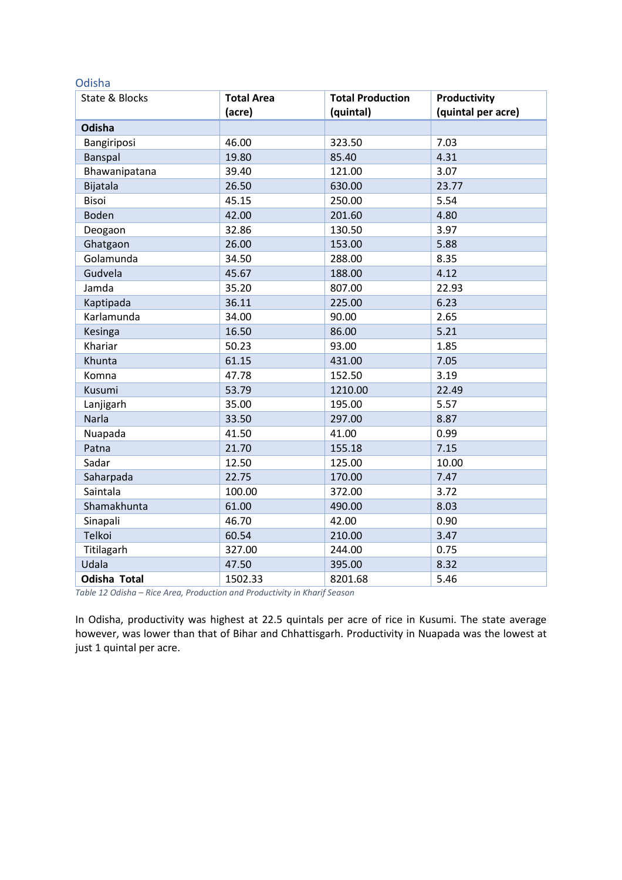### Odisha

| State & Blocks | Total Area (acre) | Total Production (quintal) | Productivity (quintal per acre) |
|---|---|---|---|
| **Odisha** | | | |
| Bangiriposi | 46.00 | 323.50 | 7.03 |
| Banspal | 19.80 | 85.40 | 4.31 |
| Bhawanipatana | 39.40 | 121.00 | 3.07 |
| Bijatala | 26.50 | 630.00 | 23.77 |
| Bisoi | 45.15 | 250.00 | 5.54 |
| Boden | 42.00 | 201.60 | 4.80 |
| Deogaon | 32.86 | 130.50 | 3.97 |
| Ghatgaon | 26.00 | 153.00 | 5.88 |
| Golamunda | 34.50 | 288.00 | 8.35 |
| Gudvela | 45.67 | 188.00 | 4.12 |
| Jamda | 35.20 | 807.00 | 22.93 |
| Kaptipada | 36.11 | 225.00 | 6.23 |
| Karlamunda | 34.00 | 90.00 | 2.65 |
| Kesinga | 16.50 | 86.00 | 5.21 |
| Khariar | 50.23 | 93.00 | 1.85 |
| Khunta | 61.15 | 431.00 | 7.05 |
| Komna | 47.78 | 152.50 | 3.19 |
| Kusumi | 53.79 | 1210.00 | 22.49 |
| Lanjigarh | 35.00 | 195.00 | 5.57 |
| Narla | 33.50 | 297.00 | 8.87 |
| Nuapada | 41.50 | 41.00 | 0.99 |
| Patna | 21.70 | 155.18 | 7.15 |
| Sadar | 12.50 | 125.00 | 10.00 |
| Saharpada | 22.75 | 170.00 | 7.47 |
| Saintala | 100.00 | 372.00 | 3.72 |
| Shamakhunta | 61.00 | 490.00 | 8.03 |
| Sinapali | 46.70 | 42.00 | 0.90 |
| Telkoi | 60.54 | 210.00 | 3.47 |
| Titilagarh | 327.00 | 244.00 | 0.75 |
| Udala | 47.50 | 395.00 | 8.32 |
| **Odisha Total** | 1502.33 | 8201.68 | 5.46 |

*Table 12 Odisha – Rice Area, Production and Productivity in Kharif Season*

In Odisha, productivity was highest at 22.5 quintals per acre of rice in Kusumi. The state average however, was lower than that of Bihar and Chhattisgarh. Productivity in Nuapada was the lowest at just 1 quintal per acre.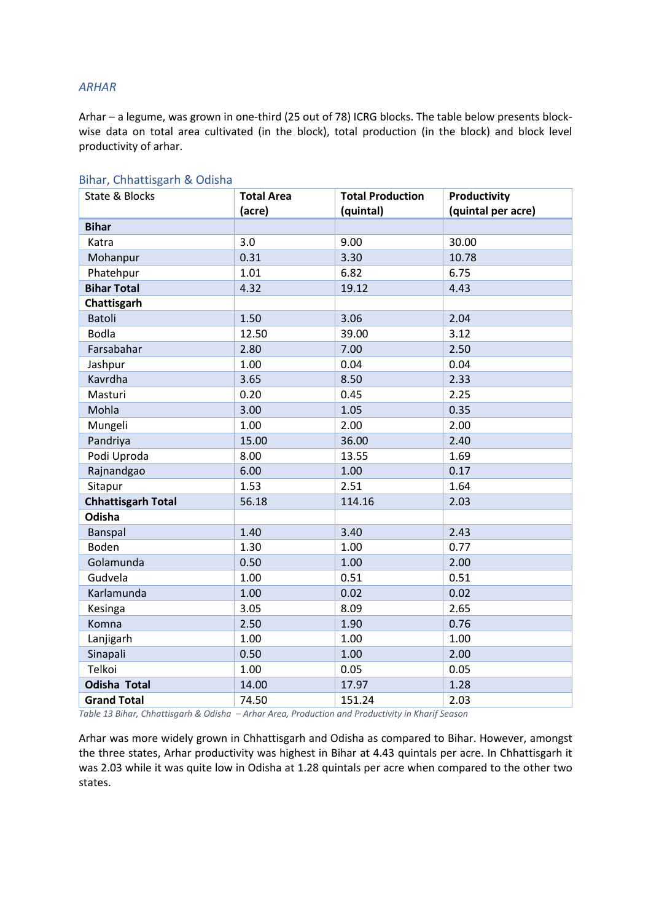## ARHAR

Arhar – a legume, was grown in one-third (25 out of 78) ICRG blocks. The table below presents block-wise data on total area cultivated (in the block), total production (in the block) and block level productivity of arhar.

### Bihar, Chhattisgarh & Odisha

| State & Blocks | **Total Area (acre)** | **Total Production (quintal)** | **Productivity (quintal per acre)** |
|---|---|---|---|
| **Bihar** | | | |
| Katra | 3.0 | 9.00 | 30.00 |
| Mohanpur | 0.31 | 3.30 | 10.78 |
| Phatehpur | 1.01 | 6.82 | 6.75 |
| **Bihar Total** | 4.32 | 19.12 | 4.43 |
| **Chattisgarh** | | | |
| Batoli | 1.50 | 3.06 | 2.04 |
| Bodla | 12.50 | 39.00 | 3.12 |
| Farsabahar | 2.80 | 7.00 | 2.50 |
| Jashpur | 1.00 | 0.04 | 0.04 |
| Kavrdha | 3.65 | 8.50 | 2.33 |
| Masturi | 0.20 | 0.45 | 2.25 |
| Mohla | 3.00 | 1.05 | 0.35 |
| Mungeli | 1.00 | 2.00 | 2.00 |
| Pandriya | 15.00 | 36.00 | 2.40 |
| Podi Uproda | 8.00 | 13.55 | 1.69 |
| Rajnandgao | 6.00 | 1.00 | 0.17 |
| Sitapur | 1.53 | 2.51 | 1.64 |
| **Chhattisgarh Total** | 56.18 | 114.16 | 2.03 |
| **Odisha** | | | |
| Banspal | 1.40 | 3.40 | 2.43 |
| Boden | 1.30 | 1.00 | 0.77 |
| Golamunda | 0.50 | 1.00 | 2.00 |
| Gudvela | 1.00 | 0.51 | 0.51 |
| Karlamunda | 1.00 | 0.02 | 0.02 |
| Kesinga | 3.05 | 8.09 | 2.65 |
| Komna | 2.50 | 1.90 | 0.76 |
| Lanjigarh | 1.00 | 1.00 | 1.00 |
| Sinapali | 0.50 | 1.00 | 2.00 |
| Telkoi | 1.00 | 0.05 | 0.05 |
| **Odisha Total** | 14.00 | 17.97 | 1.28 |
| **Grand Total** | 74.50 | 151.24 | 2.03 |

*Table 13 Bihar, Chhattisgarh & Odisha – Arhar Area, Production and Productivity in Kharif Season*

Arhar was more widely grown in Chhattisgarh and Odisha as compared to Bihar. However, amongst the three states, Arhar productivity was highest in Bihar at 4.43 quintals per acre. In Chhattisgarh it was 2.03 while it was quite low in Odisha at 1.28 quintals per acre when compared to the other two states.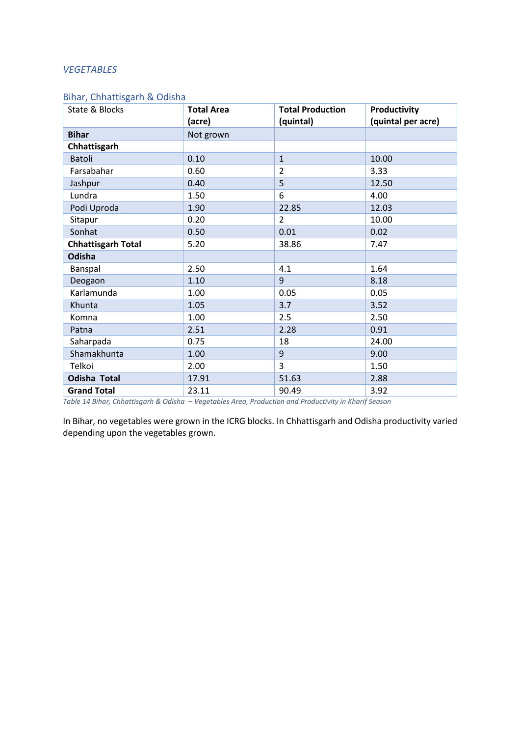## VEGETABLES

### Bihar, Chhattisgarh & Odisha

| State & Blocks | Total Area (acre) | Total Production (quintal) | Productivity (quintal per acre) |
|---|---|---|---|
| **Bihar** | Not grown | | |
| **Chhattisgarh** | | | |
| Batoli | 0.10 | 1 | 10.00 |
| Farsabahar | 0.60 | 2 | 3.33 |
| Jashpur | 0.40 | 5 | 12.50 |
| Lundra | 1.50 | 6 | 4.00 |
| Podi Uproda | 1.90 | 22.85 | 12.03 |
| Sitapur | 0.20 | 2 | 10.00 |
| Sonhat | 0.50 | 0.01 | 0.02 |
| **Chhattisgarh Total** | 5.20 | 38.86 | 7.47 |
| **Odisha** | | | |
| Banspal | 2.50 | 4.1 | 1.64 |
| Deogaon | 1.10 | 9 | 8.18 |
| Karlamunda | 1.00 | 0.05 | 0.05 |
| Khunta | 1.05 | 3.7 | 3.52 |
| Komna | 1.00 | 2.5 | 2.50 |
| Patna | 2.51 | 2.28 | 0.91 |
| Saharpada | 0.75 | 18 | 24.00 |
| Shamakhunta | 1.00 | 9 | 9.00 |
| Telkoi | 2.00 | 3 | 1.50 |
| **Odisha Total** | 17.91 | 51.63 | 2.88 |
| **Grand Total** | 23.11 | 90.49 | 3.92 |

*Table 14 Bihar, Chhattisgarh & Odisha – Vegetables Area, Production and Productivity in Kharif Season*

In Bihar, no vegetables were grown in the ICRG blocks. In Chhattisgarh and Odisha productivity varied depending upon the vegetables grown.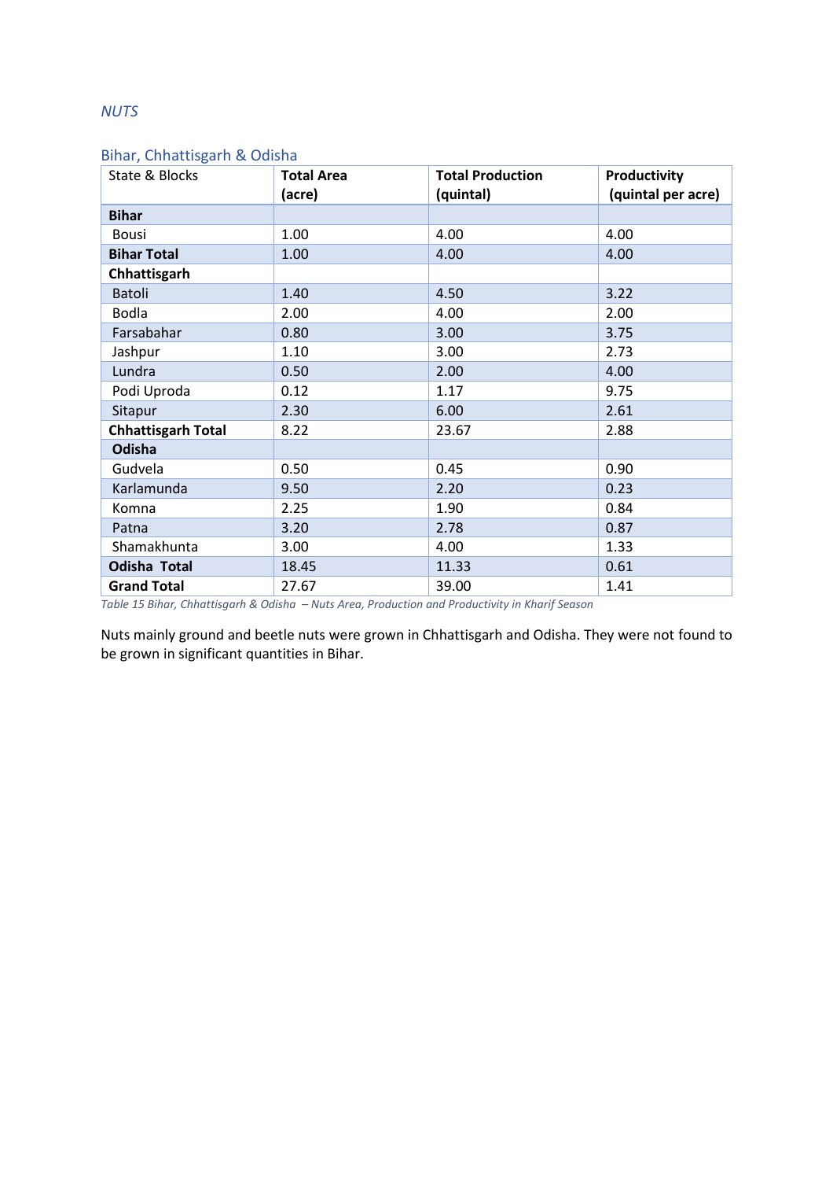## NUTS

### Bihar, Chhattisgarh & Odisha

| State & Blocks | Total Area (acre) | Total Production (quintal) | Productivity (quintal per acre) |
|---|---|---|---|
| **Bihar** | | | |
| Bousi | 1.00 | 4.00 | 4.00 |
| **Bihar Total** | 1.00 | 4.00 | 4.00 |
| **Chhattisgarh** | | | |
| Batoli | 1.40 | 4.50 | 3.22 |
| Bodla | 2.00 | 4.00 | 2.00 |
| Farsabahar | 0.80 | 3.00 | 3.75 |
| Jashpur | 1.10 | 3.00 | 2.73 |
| Lundra | 0.50 | 2.00 | 4.00 |
| Podi Uproda | 0.12 | 1.17 | 9.75 |
| Sitapur | 2.30 | 6.00 | 2.61 |
| **Chhattisgarh Total** | 8.22 | 23.67 | 2.88 |
| **Odisha** | | | |
| Gudvela | 0.50 | 0.45 | 0.90 |
| Karlamunda | 9.50 | 2.20 | 0.23 |
| Komna | 2.25 | 1.90 | 0.84 |
| Patna | 3.20 | 2.78 | 0.87 |
| Shamakhunta | 3.00 | 4.00 | 1.33 |
| **Odisha Total** | 18.45 | 11.33 | 0.61 |
| **Grand Total** | 27.67 | 39.00 | 1.41 |

*Table 15 Bihar, Chhattisgarh & Odisha – Nuts Area, Production and Productivity in Kharif Season*

Nuts mainly ground and beetle nuts were grown in Chhattisgarh and Odisha. They were not found to be grown in significant quantities in Bihar.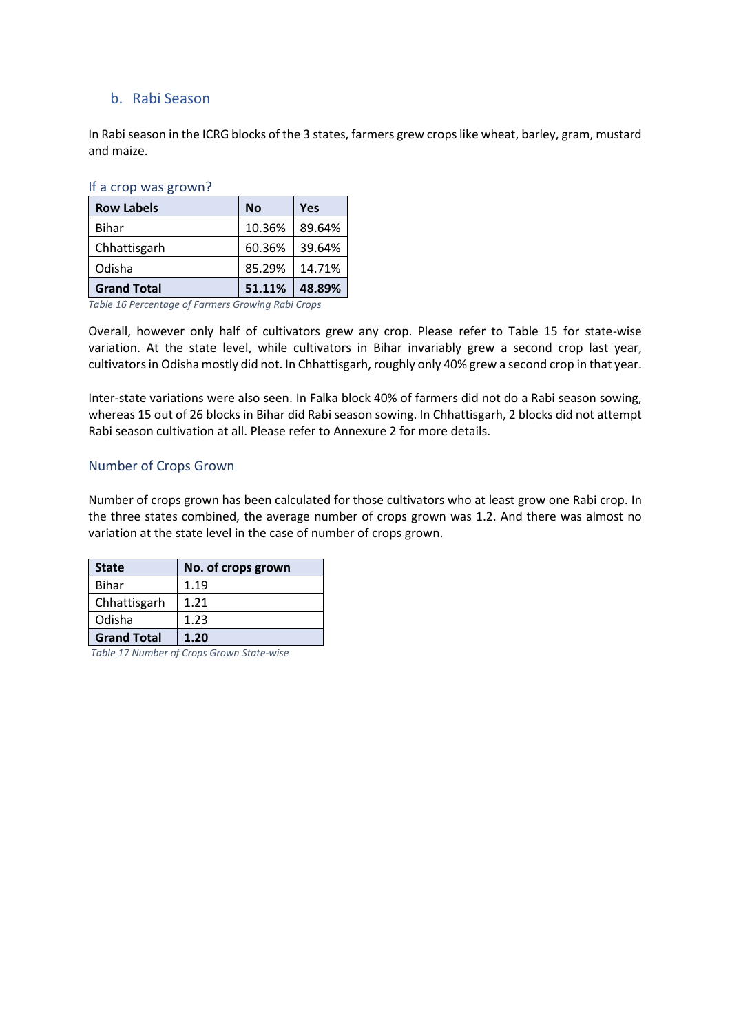### b. Rabi Season

In Rabi season in the ICRG blocks of the 3 states, farmers grew crops like wheat, barley, gram, mustard and maize.

#### If a crop was grown?

| Row Labels | No | Yes |
|---|---|---|
| Bihar | 10.36% | 89.64% |
| Chhattisgarh | 60.36% | 39.64% |
| Odisha | 85.29% | 14.71% |
| **Grand Total** | **51.11%** | **48.89%** |

*Table 16 Percentage of Farmers Growing Rabi Crops*

Overall, however only half of cultivators grew any crop. Please refer to Table 15 for state-wise variation. At the state level, while cultivators in Bihar invariably grew a second crop last year, cultivators in Odisha mostly did not. In Chhattisgarh, roughly only 40% grew a second crop in that year.

Inter-state variations were also seen. In Falka block 40% of farmers did not do a Rabi season sowing, whereas 15 out of 26 blocks in Bihar did Rabi season sowing. In Chhattisgarh, 2 blocks did not attempt Rabi season cultivation at all. Please refer to Annexure 2 for more details.

#### Number of Crops Grown

Number of crops grown has been calculated for those cultivators who at least grow one Rabi crop. In the three states combined, the average number of crops grown was 1.2. And there was almost no variation at the state level in the case of number of crops grown.

| State | No. of crops grown |
|---|---|
| Bihar | 1.19 |
| Chhattisgarh | 1.21 |
| Odisha | 1.23 |
| **Grand Total** | **1.20** |

*Table 17 Number of Crops Grown State-wise*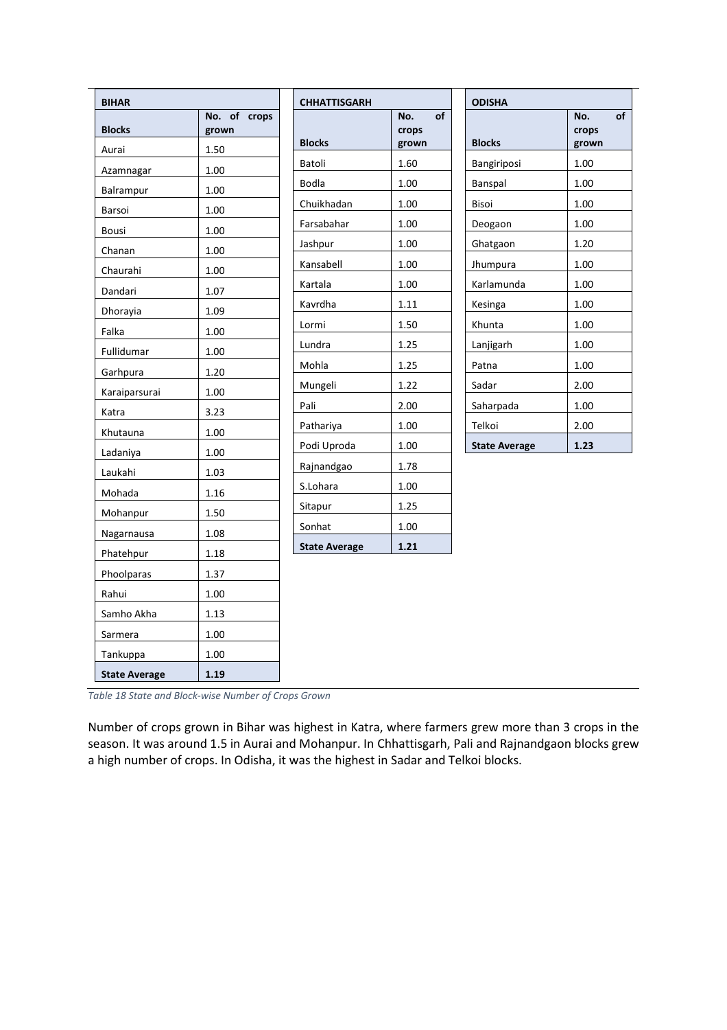| BIHAR | |
|---|---|
| **Blocks** | **No. of crops grown** |
| Aurai | 1.50 |
| Azamnagar | 1.00 |
| Balrampur | 1.00 |
| Barsoi | 1.00 |
| Bousi | 1.00 |
| Chanan | 1.00 |
| Chaurahi | 1.00 |
| Dandari | 1.07 |
| Dhorayia | 1.09 |
| Falka | 1.00 |
| Fullidumar | 1.00 |
| Garhpura | 1.20 |
| Karaiparsurai | 1.00 |
| Katra | 3.23 |
| Khutauna | 1.00 |
| Ladaniya | 1.00 |
| Laukahi | 1.03 |
| Mohada | 1.16 |
| Mohanpur | 1.50 |
| Nagarnausa | 1.08 |
| Phatehpur | 1.18 |
| Phoolparas | 1.37 |
| Rahui | 1.00 |
| Samho Akha | 1.13 |
| Sarmera | 1.00 |
| Tankuppa | 1.00 |
| **State Average** | **1.19** |

| CHHATTISGARH | |
|---|---|
| **Blocks** | **No. of crops grown** |
| Batoli | 1.60 |
| Bodla | 1.00 |
| Chuikhadan | 1.00 |
| Farsabahar | 1.00 |
| Jashpur | 1.00 |
| Kansabell | 1.00 |
| Kartala | 1.00 |
| Kavrdha | 1.11 |
| Lormi | 1.50 |
| Lundra | 1.25 |
| Mohla | 1.25 |
| Mungeli | 1.22 |
| Pali | 2.00 |
| Pathariya | 1.00 |
| Podi Uproda | 1.00 |
| Rajnandgao | 1.78 |
| S.Lohara | 1.00 |
| Sitapur | 1.25 |
| Sonhat | 1.00 |
| **State Average** | **1.21** |

| ODISHA | |
|---|---|
| **Blocks** | **No. of crops grown** |
| Bangiriposi | 1.00 |
| Banspal | 1.00 |
| Bisoi | 1.00 |
| Deogaon | 1.00 |
| Ghatgaon | 1.20 |
| Jhumpura | 1.00 |
| Karlamunda | 1.00 |
| Kesinga | 1.00 |
| Khunta | 1.00 |
| Lanjigarh | 1.00 |
| Patna | 1.00 |
| Sadar | 2.00 |
| Saharpada | 1.00 |
| Telkoi | 2.00 |
| **State Average** | **1.23** |

*Table 18 State and Block-wise Number of Crops Grown*

Number of crops grown in Bihar was highest in Katra, where farmers grew more than 3 crops in the season. It was around 1.5 in Aurai and Mohanpur. In Chhattisgarh, Pali and Rajnandgaon blocks grew a high number of crops. In Odisha, it was the highest in Sadar and Telkoi blocks.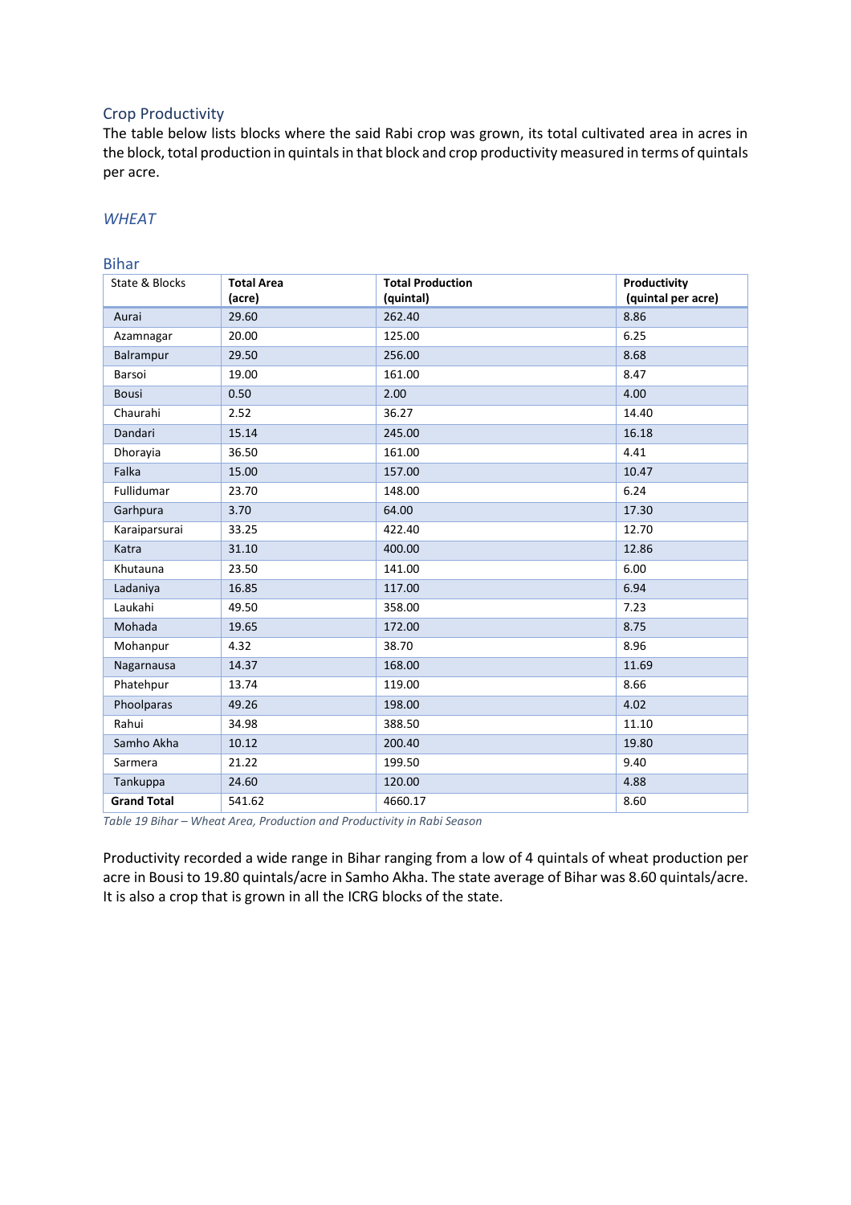## Crop Productivity

The table below lists blocks where the said Rabi crop was grown, its total cultivated area in acres in the block, total production in quintals in that block and crop productivity measured in terms of quintals per acre.

### *WHEAT*

#### Bihar

| State & Blocks | Total Area (acre) | Total Production (quintal) | Productivity (quintal per acre) |
|---|---|---|---|
| Aurai | 29.60 | 262.40 | 8.86 |
| Azamnagar | 20.00 | 125.00 | 6.25 |
| Balrampur | 29.50 | 256.00 | 8.68 |
| Barsoi | 19.00 | 161.00 | 8.47 |
| Bousi | 0.50 | 2.00 | 4.00 |
| Chaurahi | 2.52 | 36.27 | 14.40 |
| Dandari | 15.14 | 245.00 | 16.18 |
| Dhorayia | 36.50 | 161.00 | 4.41 |
| Falka | 15.00 | 157.00 | 10.47 |
| Fullidumar | 23.70 | 148.00 | 6.24 |
| Garhpura | 3.70 | 64.00 | 17.30 |
| Karaiparsurai | 33.25 | 422.40 | 12.70 |
| Katra | 31.10 | 400.00 | 12.86 |
| Khutauna | 23.50 | 141.00 | 6.00 |
| Ladaniya | 16.85 | 117.00 | 6.94 |
| Laukahi | 49.50 | 358.00 | 7.23 |
| Mohada | 19.65 | 172.00 | 8.75 |
| Mohanpur | 4.32 | 38.70 | 8.96 |
| Nagarnausa | 14.37 | 168.00 | 11.69 |
| Phatehpur | 13.74 | 119.00 | 8.66 |
| Phoolparas | 49.26 | 198.00 | 4.02 |
| Rahui | 34.98 | 388.50 | 11.10 |
| Samho Akha | 10.12 | 200.40 | 19.80 |
| Sarmera | 21.22 | 199.50 | 9.40 |
| Tankuppa | 24.60 | 120.00 | 4.88 |
| **Grand Total** | 541.62 | 4660.17 | 8.60 |

*Table 19 Bihar – Wheat Area, Production and Productivity in Rabi Season*

Productivity recorded a wide range in Bihar ranging from a low of 4 quintals of wheat production per acre in Bousi to 19.80 quintals/acre in Samho Akha. The state average of Bihar was 8.60 quintals/acre. It is also a crop that is grown in all the ICRG blocks of the state.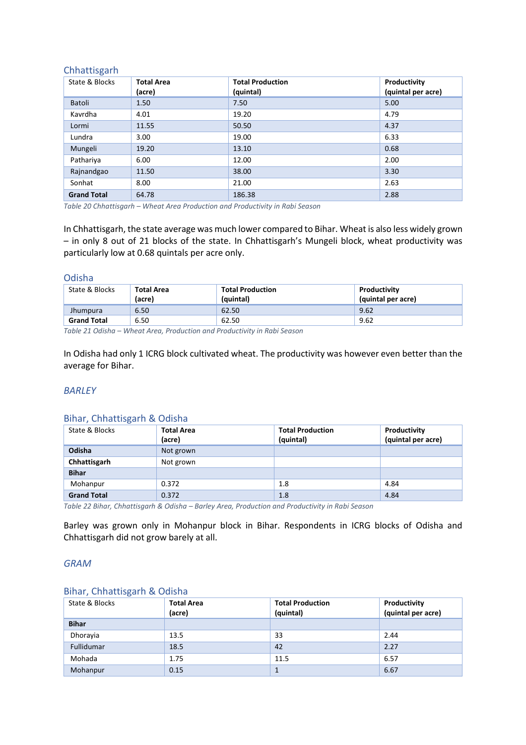### Chhattisgarh

| State & Blocks | Total Area (acre) | Total Production (quintal) | Productivity (quintal per acre) |
|---|---|---|---|
| Batoli | 1.50 | 7.50 | 5.00 |
| Kavrdha | 4.01 | 19.20 | 4.79 |
| Lormi | 11.55 | 50.50 | 4.37 |
| Lundra | 3.00 | 19.00 | 6.33 |
| Mungeli | 19.20 | 13.10 | 0.68 |
| Pathariya | 6.00 | 12.00 | 2.00 |
| Rajnandgao | 11.50 | 38.00 | 3.30 |
| Sonhat | 8.00 | 21.00 | 2.63 |
| **Grand Total** | 64.78 | 186.38 | 2.88 |

*Table 20 Chhattisgarh – Wheat Area Production and Productivity in Rabi Season*

In Chhattisgarh, the state average was much lower compared to Bihar. Wheat is also less widely grown – in only 8 out of 21 blocks of the state. In Chhattisgarh's Mungeli block, wheat productivity was particularly low at 0.68 quintals per acre only.

### Odisha

| State & Blocks | Total Area (acre) | Total Production (quintal) | Productivity (quintal per acre) |
|---|---|---|---|
| Jhumpura | 6.50 | 62.50 | 9.62 |
| **Grand Total** | 6.50 | 62.50 | 9.62 |

*Table 21 Odisha – Wheat Area, Production and Productivity in Rabi Season*

In Odisha had only 1 ICRG block cultivated wheat. The productivity was however even better than the average for Bihar.

## *BARLEY*

### Bihar, Chhattisgarh & Odisha

| State & Blocks | Total Area (acre) | Total Production (quintal) | Productivity (quintal per acre) |
|---|---|---|---|
| **Odisha** | Not grown | | |
| **Chhattisgarh** | Not grown | | |
| **Bihar** | | | |
| Mohanpur | 0.372 | 1.8 | 4.84 |
| **Grand Total** | 0.372 | 1.8 | 4.84 |

*Table 22 Bihar, Chhattisgarh & Odisha – Barley Area, Production and Productivity in Rabi Season*

Barley was grown only in Mohanpur block in Bihar. Respondents in ICRG blocks of Odisha and Chhattisgarh did not grow barely at all.

## *GRAM*

### Bihar, Chhattisgarh & Odisha

| State & Blocks | Total Area (acre) | Total Production (quintal) | Productivity (quintal per acre) |
|---|---|---|---|
| **Bihar** | | | |
| Dhorayia | 13.5 | 33 | 2.44 |
| Fullidumar | 18.5 | 42 | 2.27 |
| Mohada | 1.75 | 11.5 | 6.57 |
| Mohanpur | 0.15 | 1 | 6.67 |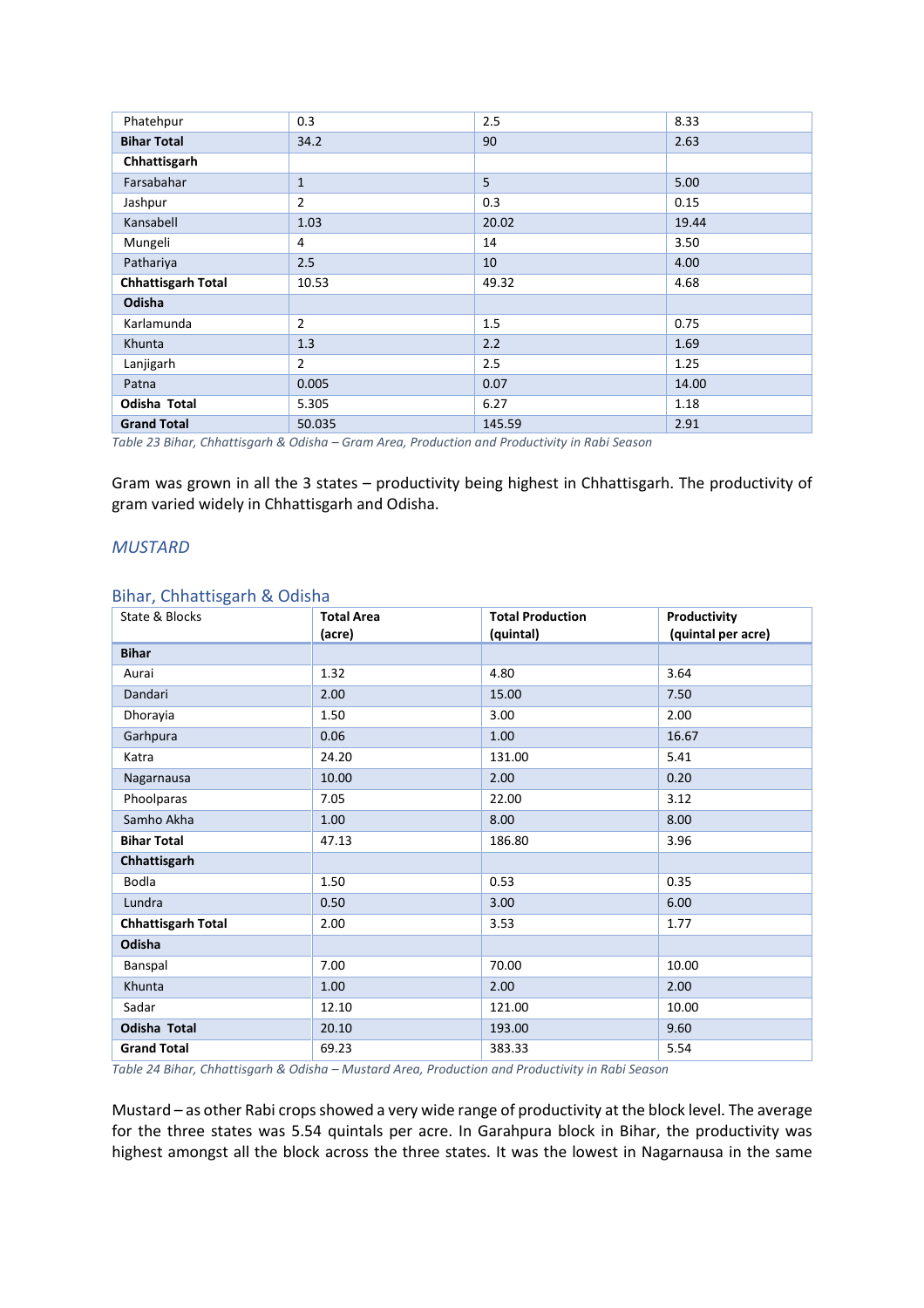| Phatehpur | 0.3 | 2.5 | 8.33 |
|---|---|---|---|
| **Bihar Total** | 34.2 | 90 | 2.63 |
| **Chhattisgarh** | | | |
| Farsabahar | 1 | 5 | 5.00 |
| Jashpur | 2 | 0.3 | 0.15 |
| Kansabell | 1.03 | 20.02 | 19.44 |
| Mungeli | 4 | 14 | 3.50 |
| Pathariya | 2.5 | 10 | 4.00 |
| **Chhattisgarh Total** | 10.53 | 49.32 | 4.68 |
| **Odisha** | | | |
| Karlamunda | 2 | 1.5 | 0.75 |
| Khunta | 1.3 | 2.2 | 1.69 |
| Lanjigarh | 2 | 2.5 | 1.25 |
| Patna | 0.005 | 0.07 | 14.00 |
| **Odisha Total** | 5.305 | 6.27 | 1.18 |
| **Grand Total** | 50.035 | 145.59 | 2.91 |

*Table 23 Bihar, Chhattisgarh & Odisha – Gram Area, Production and Productivity in Rabi Season*

Gram was grown in all the 3 states – productivity being highest in Chhattisgarh. The productivity of gram varied widely in Chhattisgarh and Odisha.

### MUSTARD

#### Bihar, Chhattisgarh & Odisha

| State & Blocks | **Total Area (acre)** | **Total Production (quintal)** | **Productivity (quintal per acre)** |
|---|---|---|---|
| **Bihar** | | | |
| Aurai | 1.32 | 4.80 | 3.64 |
| Dandari | 2.00 | 15.00 | 7.50 |
| Dhorayia | 1.50 | 3.00 | 2.00 |
| Garhpura | 0.06 | 1.00 | 16.67 |
| Katra | 24.20 | 131.00 | 5.41 |
| Nagarnausa | 10.00 | 2.00 | 0.20 |
| Phoolparas | 7.05 | 22.00 | 3.12 |
| Samho Akha | 1.00 | 8.00 | 8.00 |
| **Bihar Total** | 47.13 | 186.80 | 3.96 |
| **Chhattisgarh** | | | |
| Bodla | 1.50 | 0.53 | 0.35 |
| Lundra | 0.50 | 3.00 | 6.00 |
| **Chhattisgarh Total** | 2.00 | 3.53 | 1.77 |
| **Odisha** | | | |
| Banspal | 7.00 | 70.00 | 10.00 |
| Khunta | 1.00 | 2.00 | 2.00 |
| Sadar | 12.10 | 121.00 | 10.00 |
| **Odisha Total** | 20.10 | 193.00 | 9.60 |
| **Grand Total** | 69.23 | 383.33 | 5.54 |

*Table 24 Bihar, Chhattisgarh & Odisha – Mustard Area, Production and Productivity in Rabi Season*

Mustard – as other Rabi crops showed a very wide range of productivity at the block level. The average for the three states was 5.54 quintals per acre. In Garahpura block in Bihar, the productivity was highest amongst all the block across the three states. It was the lowest in Nagarnausa in the same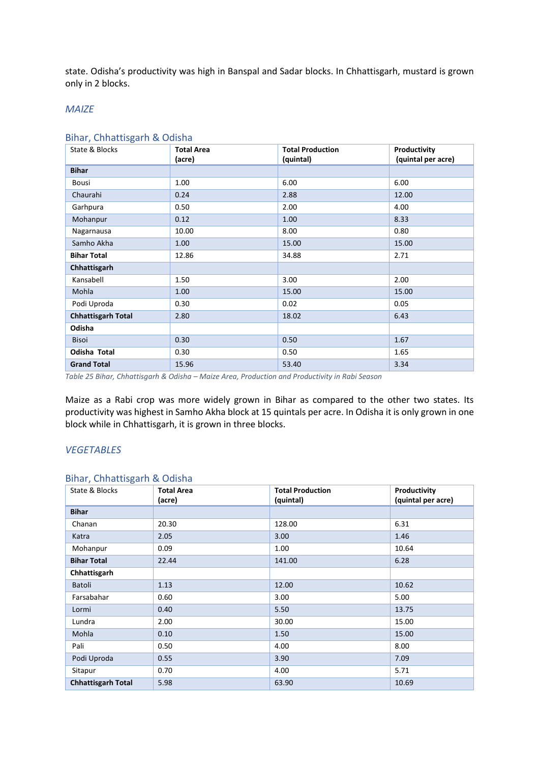state. Odisha's productivity was high in Banspal and Sadar blocks. In Chhattisgarh, mustard is grown only in 2 blocks.

### *MAIZE*

#### Bihar, Chhattisgarh & Odisha

| State & Blocks | Total Area (acre) | Total Production (quintal) | Productivity (quintal per acre) |
|---|---|---|---|
| **Bihar** | | | |
| Bousi | 1.00 | 6.00 | 6.00 |
| Chaurahi | 0.24 | 2.88 | 12.00 |
| Garhpura | 0.50 | 2.00 | 4.00 |
| Mohanpur | 0.12 | 1.00 | 8.33 |
| Nagarnausa | 10.00 | 8.00 | 0.80 |
| Samho Akha | 1.00 | 15.00 | 15.00 |
| **Bihar Total** | 12.86 | 34.88 | 2.71 |
| **Chhattisgarh** | | | |
| Kansabell | 1.50 | 3.00 | 2.00 |
| Mohla | 1.00 | 15.00 | 15.00 |
| Podi Uproda | 0.30 | 0.02 | 0.05 |
| **Chhattisgarh Total** | 2.80 | 18.02 | 6.43 |
| **Odisha** | | | |
| Bisoi | 0.30 | 0.50 | 1.67 |
| **Odisha Total** | 0.30 | 0.50 | 1.65 |
| **Grand Total** | 15.96 | 53.40 | 3.34 |

*Table 25 Bihar, Chhattisgarh & Odisha – Maize Area, Production and Productivity in Rabi Season*

Maize as a Rabi crop was more widely grown in Bihar as compared to the other two states. Its productivity was highest in Samho Akha block at 15 quintals per acre. In Odisha it is only grown in one block while in Chhattisgarh, it is grown in three blocks.

### *VEGETABLES*

#### Bihar, Chhattisgarh & Odisha

| State & Blocks | Total Area (acre) | Total Production (quintal) | Productivity (quintal per acre) |
|---|---|---|---|
| **Bihar** | | | |
| Chanan | 20.30 | 128.00 | 6.31 |
| Katra | 2.05 | 3.00 | 1.46 |
| Mohanpur | 0.09 | 1.00 | 10.64 |
| **Bihar Total** | 22.44 | 141.00 | 6.28 |
| **Chhattisgarh** | | | |
| Batoli | 1.13 | 12.00 | 10.62 |
| Farsabahar | 0.60 | 3.00 | 5.00 |
| Lormi | 0.40 | 5.50 | 13.75 |
| Lundra | 2.00 | 30.00 | 15.00 |
| Mohla | 0.10 | 1.50 | 15.00 |
| Pali | 0.50 | 4.00 | 8.00 |
| Podi Uproda | 0.55 | 3.90 | 7.09 |
| Sitapur | 0.70 | 4.00 | 5.71 |
| **Chhattisgarh Total** | 5.98 | 63.90 | 10.69 |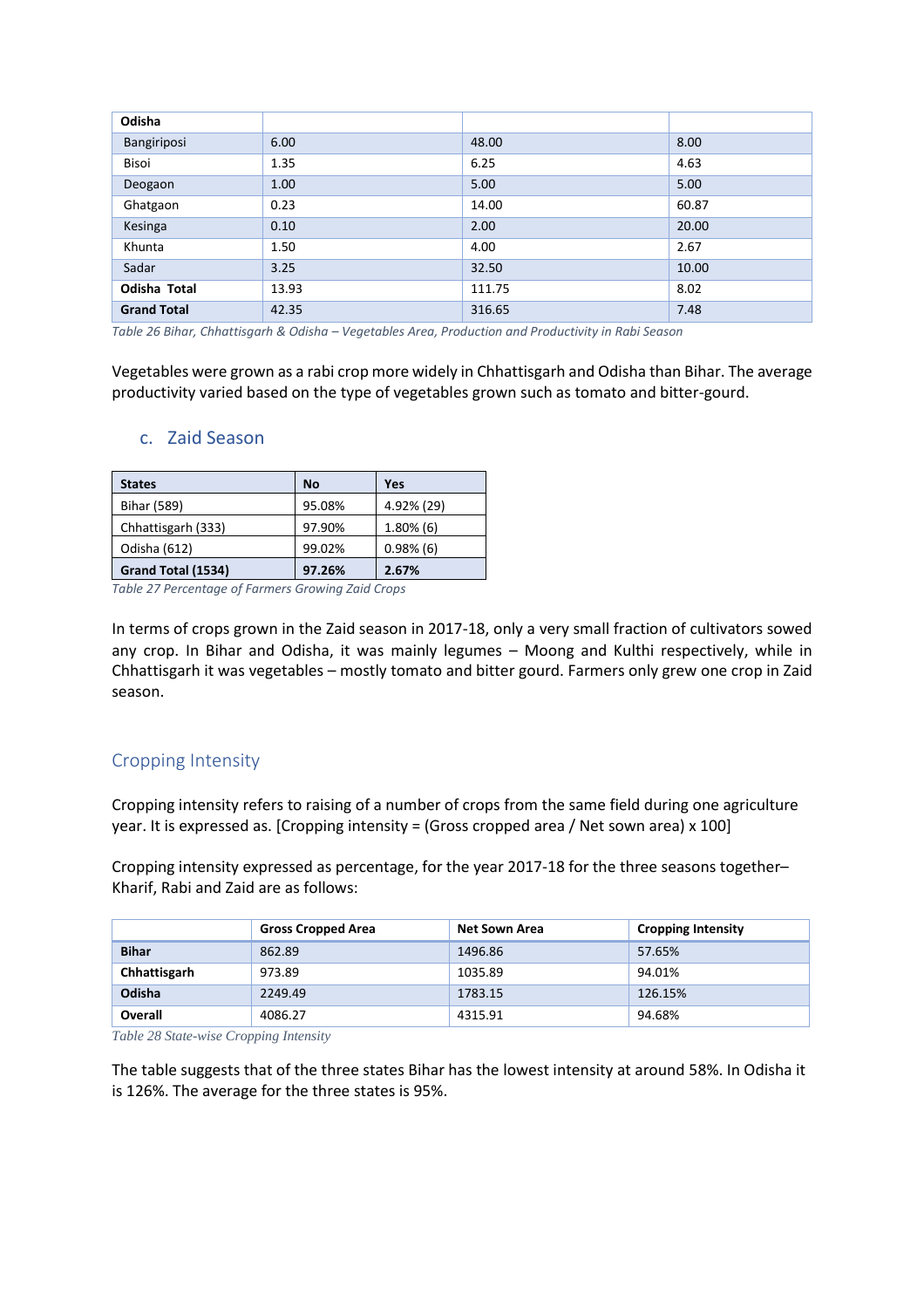| Odisha | | | |
|---|---|---|---|
| Bangiriposi | 6.00 | 48.00 | 8.00 |
| Bisoi | 1.35 | 6.25 | 4.63 |
| Deogaon | 1.00 | 5.00 | 5.00 |
| Ghatgaon | 0.23 | 14.00 | 60.87 |
| Kesinga | 0.10 | 2.00 | 20.00 |
| Khunta | 1.50 | 4.00 | 2.67 |
| Sadar | 3.25 | 32.50 | 10.00 |
| **Odisha Total** | 13.93 | 111.75 | 8.02 |
| **Grand Total** | 42.35 | 316.65 | 7.48 |

*Table 26 Bihar, Chhattisgarh & Odisha – Vegetables Area, Production and Productivity in Rabi Season*

Vegetables were grown as a rabi crop more widely in Chhattisgarh and Odisha than Bihar. The average productivity varied based on the type of vegetables grown such as tomato and bitter-gourd.

### c. Zaid Season

| States | No | Yes |
|---|---|---|
| Bihar (589) | 95.08% | 4.92% (29) |
| Chhattisgarh (333) | 97.90% | 1.80% (6) |
| Odisha (612) | 99.02% | 0.98% (6) |
| **Grand Total (1534)** | **97.26%** | **2.67%** |

*Table 27 Percentage of Farmers Growing Zaid Crops*

In terms of crops grown in the Zaid season in 2017-18, only a very small fraction of cultivators sowed any crop. In Bihar and Odisha, it was mainly legumes – Moong and Kulthi respectively, while in Chhattisgarh it was vegetables – mostly tomato and bitter gourd. Farmers only grew one crop in Zaid season.

## Cropping Intensity

Cropping intensity refers to raising of a number of crops from the same field during one agriculture year. It is expressed as. [Cropping intensity = (Gross cropped area / Net sown area) x 100]

Cropping intensity expressed as percentage, for the year 2017-18 for the three seasons together– Kharif, Rabi and Zaid are as follows:

| | Gross Cropped Area | Net Sown Area | Cropping Intensity |
|---|---|---|---|
| **Bihar** | 862.89 | 1496.86 | 57.65% |
| **Chhattisgarh** | 973.89 | 1035.89 | 94.01% |
| **Odisha** | 2249.49 | 1783.15 | 126.15% |
| **Overall** | 4086.27 | 4315.91 | 94.68% |

*Table 28 State-wise Cropping Intensity*

The table suggests that of the three states Bihar has the lowest intensity at around 58%. In Odisha it is 126%. The average for the three states is 95%.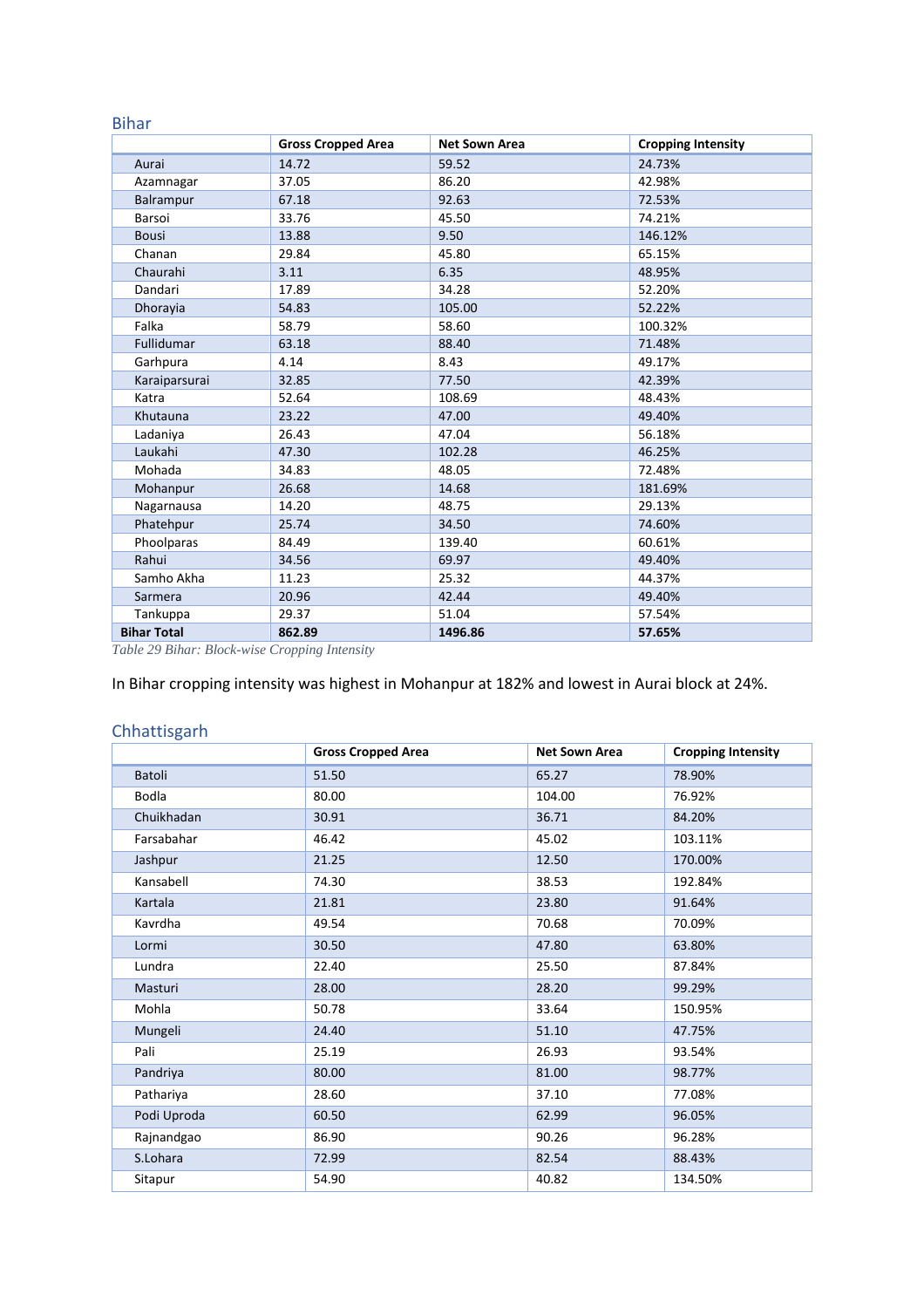## Bihar

| | Gross Cropped Area | Net Sown Area | Cropping Intensity |
|---|---|---|---|
| Aurai | 14.72 | 59.52 | 24.73% |
| Azamnagar | 37.05 | 86.20 | 42.98% |
| Balrampur | 67.18 | 92.63 | 72.53% |
| Barsoi | 33.76 | 45.50 | 74.21% |
| Bousi | 13.88 | 9.50 | 146.12% |
| Chanan | 29.84 | 45.80 | 65.15% |
| Chaurahi | 3.11 | 6.35 | 48.95% |
| Dandari | 17.89 | 34.28 | 52.20% |
| Dhorayia | 54.83 | 105.00 | 52.22% |
| Falka | 58.79 | 58.60 | 100.32% |
| Fullidumar | 63.18 | 88.40 | 71.48% |
| Garhpura | 4.14 | 8.43 | 49.17% |
| Karaiparsurai | 32.85 | 77.50 | 42.39% |
| Katra | 52.64 | 108.69 | 48.43% |
| Khutauna | 23.22 | 47.00 | 49.40% |
| Ladaniya | 26.43 | 47.04 | 56.18% |
| Laukahi | 47.30 | 102.28 | 46.25% |
| Mohada | 34.83 | 48.05 | 72.48% |
| Mohanpur | 26.68 | 14.68 | 181.69% |
| Nagarnausa | 14.20 | 48.75 | 29.13% |
| Phatehpur | 25.74 | 34.50 | 74.60% |
| Phoolparas | 84.49 | 139.40 | 60.61% |
| Rahui | 34.56 | 69.97 | 49.40% |
| Samho Akha | 11.23 | 25.32 | 44.37% |
| Sarmera | 20.96 | 42.44 | 49.40% |
| Tankuppa | 29.37 | 51.04 | 57.54% |
| **Bihar Total** | **862.89** | **1496.86** | **57.65%** |

*Table 29 Bihar: Block-wise Cropping Intensity*

In Bihar cropping intensity was highest in Mohanpur at 182% and lowest in Aurai block at 24%.

## Chhattisgarh

| | Gross Cropped Area | Net Sown Area | Cropping Intensity |
|---|---|---|---|
| Batoli | 51.50 | 65.27 | 78.90% |
| Bodla | 80.00 | 104.00 | 76.92% |
| Chuikhadan | 30.91 | 36.71 | 84.20% |
| Farsabahar | 46.42 | 45.02 | 103.11% |
| Jashpur | 21.25 | 12.50 | 170.00% |
| Kansabell | 74.30 | 38.53 | 192.84% |
| Kartala | 21.81 | 23.80 | 91.64% |
| Kavrdha | 49.54 | 70.68 | 70.09% |
| Lormi | 30.50 | 47.80 | 63.80% |
| Lundra | 22.40 | 25.50 | 87.84% |
| Masturi | 28.00 | 28.20 | 99.29% |
| Mohla | 50.78 | 33.64 | 150.95% |
| Mungeli | 24.40 | 51.10 | 47.75% |
| Pali | 25.19 | 26.93 | 93.54% |
| Pandriya | 80.00 | 81.00 | 98.77% |
| Pathariya | 28.60 | 37.10 | 77.08% |
| Podi Uproda | 60.50 | 62.99 | 96.05% |
| Rajnandgao | 86.90 | 90.26 | 96.28% |
| S.Lohara | 72.99 | 82.54 | 88.43% |
| Sitapur | 54.90 | 40.82 | 134.50% |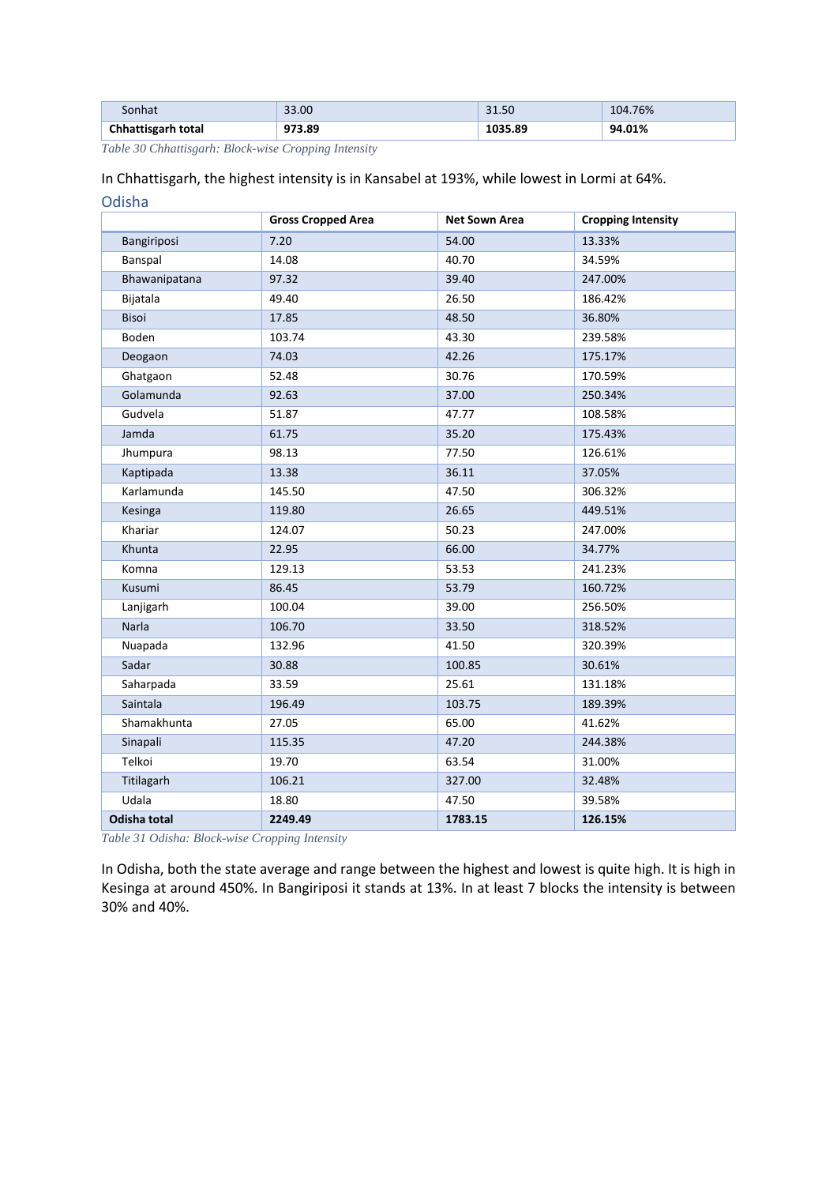| Sonhat | 33.00 | 31.50 | 104.76% |
|---|---|---|---|
| **Chhattisgarh total** | **973.89** | **1035.89** | **94.01%** |

*Table 30 Chhattisgarh: Block-wise Cropping Intensity*

In Chhattisgarh, the highest intensity is in Kansabel at 193%, while lowest in Lormi at 64%.

## Odisha

| | Gross Cropped Area | Net Sown Area | Cropping Intensity |
|---|---|---|---|
| Bangiriposi | 7.20 | 54.00 | 13.33% |
| Banspal | 14.08 | 40.70 | 34.59% |
| Bhawanipatana | 97.32 | 39.40 | 247.00% |
| Bijatala | 49.40 | 26.50 | 186.42% |
| Bisoi | 17.85 | 48.50 | 36.80% |
| Boden | 103.74 | 43.30 | 239.58% |
| Deogaon | 74.03 | 42.26 | 175.17% |
| Ghatgaon | 52.48 | 30.76 | 170.59% |
| Golamunda | 92.63 | 37.00 | 250.34% |
| Gudvela | 51.87 | 47.77 | 108.58% |
| Jamda | 61.75 | 35.20 | 175.43% |
| Jhumpura | 98.13 | 77.50 | 126.61% |
| Kaptipada | 13.38 | 36.11 | 37.05% |
| Karlamunda | 145.50 | 47.50 | 306.32% |
| Kesinga | 119.80 | 26.65 | 449.51% |
| Khariar | 124.07 | 50.23 | 247.00% |
| Khunta | 22.95 | 66.00 | 34.77% |
| Komna | 129.13 | 53.53 | 241.23% |
| Kusumi | 86.45 | 53.79 | 160.72% |
| Lanjigarh | 100.04 | 39.00 | 256.50% |
| Narla | 106.70 | 33.50 | 318.52% |
| Nuapada | 132.96 | 41.50 | 320.39% |
| Sadar | 30.88 | 100.85 | 30.61% |
| Saharpada | 33.59 | 25.61 | 131.18% |
| Saintala | 196.49 | 103.75 | 189.39% |
| Shamakhunta | 27.05 | 65.00 | 41.62% |
| Sinapali | 115.35 | 47.20 | 244.38% |
| Telkoi | 19.70 | 63.54 | 31.00% |
| Titilagarh | 106.21 | 327.00 | 32.48% |
| Udala | 18.80 | 47.50 | 39.58% |
| **Odisha total** | **2249.49** | **1783.15** | **126.15%** |

*Table 31 Odisha: Block-wise Cropping Intensity*

In Odisha, both the state average and range between the highest and lowest is quite high. It is high in Kesinga at around 450%. In Bangiriposi it stands at 13%. In at least 7 blocks the intensity is between 30% and 40%.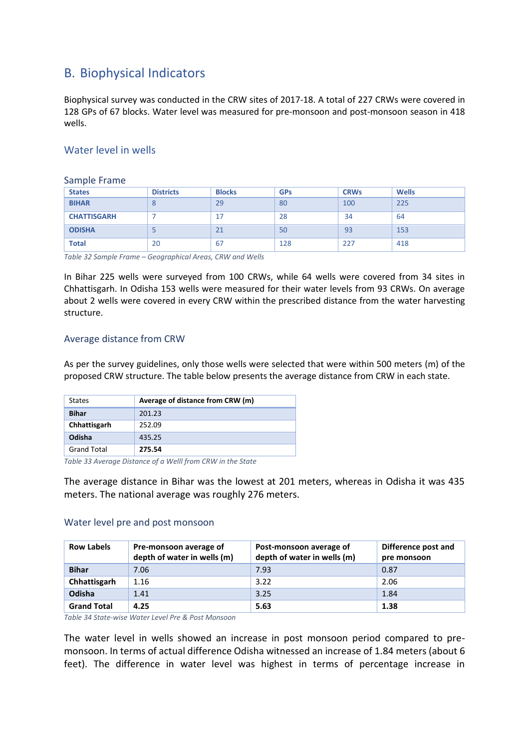## B. Biophysical Indicators

Biophysical survey was conducted in the CRW sites of 2017-18. A total of 227 CRWs were covered in 128 GPs of 67 blocks. Water level was measured for pre-monsoon and post-monsoon season in 418 wells.

### Water level in wells

#### Sample Frame

| States | Districts | Blocks | GPs | CRWs | Wells |
|---|---|---|---|---|---|
| **BIHAR** | 8 | 29 | 80 | 100 | 225 |
| **CHATTISGARH** | 7 | 17 | 28 | 34 | 64 |
| **ODISHA** | 5 | 21 | 50 | 93 | 153 |
| **Total** | 20 | 67 | 128 | 227 | 418 |

*Table 32 Sample Frame – Geographical Areas, CRW and Wells*

In Bihar 225 wells were surveyed from 100 CRWs, while 64 wells were covered from 34 sites in Chhattisgarh. In Odisha 153 wells were measured for their water levels from 93 CRWs. On average about 2 wells were covered in every CRW within the prescribed distance from the water harvesting structure.

### Average distance from CRW

As per the survey guidelines, only those wells were selected that were within 500 meters (m) of the proposed CRW structure. The table below presents the average distance from CRW in each state.

| States | Average of distance from CRW (m) |
|---|---|
| **Bihar** | 201.23 |
| **Chhattisgarh** | 252.09 |
| **Odisha** | 435.25 |
| Grand Total | **275.54** |

*Table 33 Average Distance of a Welll from CRW in the State*

The average distance in Bihar was the lowest at 201 meters, whereas in Odisha it was 435 meters. The national average was roughly 276 meters.

### Water level pre and post monsoon

| Row Labels | Pre-monsoon average of depth of water in wells (m) | Post-monsoon average of depth of water in wells (m) | Difference post and pre monsoon |
|---|---|---|---|
| **Bihar** | 7.06 | 7.93 | 0.87 |
| **Chhattisgarh** | 1.16 | 3.22 | 2.06 |
| **Odisha** | 1.41 | 3.25 | 1.84 |
| **Grand Total** | **4.25** | **5.63** | **1.38** |

*Table 34 State-wise Water Level Pre & Post Monsoon*

The water level in wells showed an increase in post monsoon period compared to pre-monsoon. In terms of actual difference Odisha witnessed an increase of 1.84 meters (about 6 feet). The difference in water level was highest in terms of percentage increase in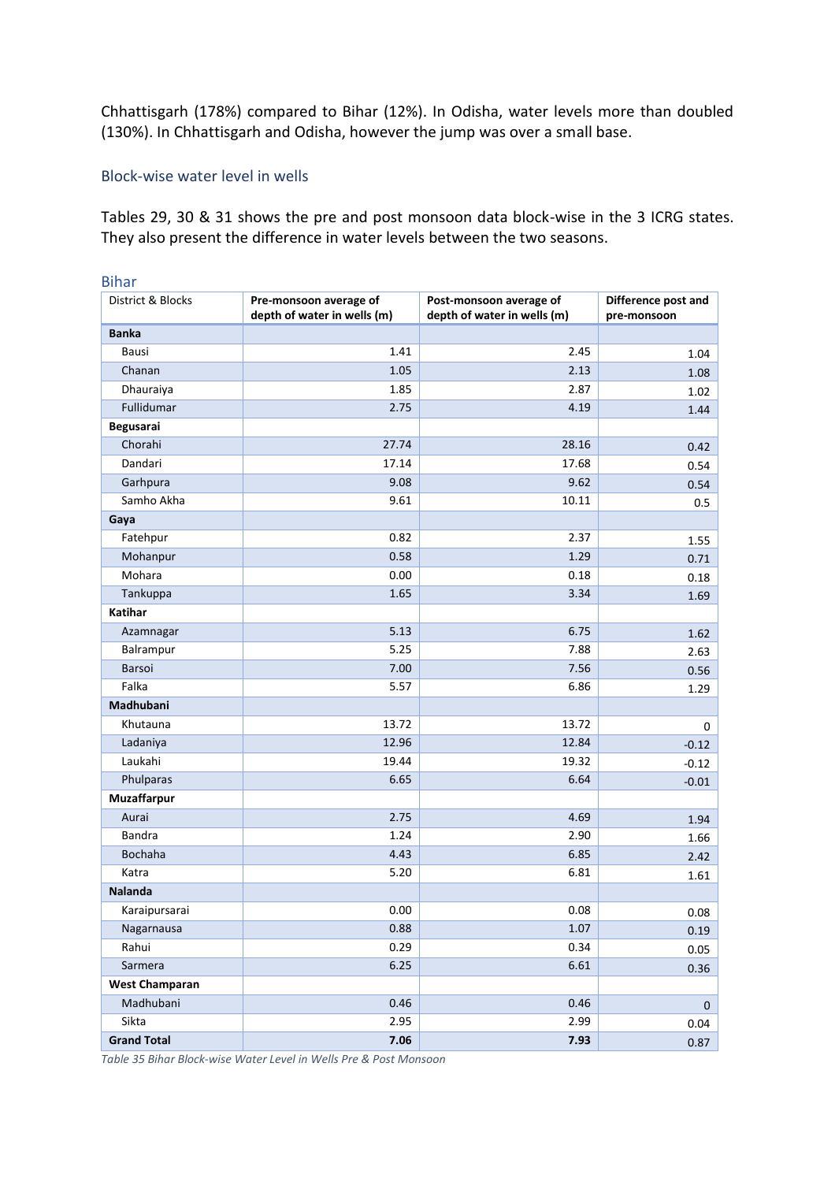Chhattisgarh (178%) compared to Bihar (12%). In Odisha, water levels more than doubled (130%). In Chhattisgarh and Odisha, however the jump was over a small base.

### Block-wise water level in wells

Tables 29, 30 & 31 shows the pre and post monsoon data block-wise in the 3 ICRG states. They also present the difference in water levels between the two seasons.

#### Bihar

| District & Blocks | Pre-monsoon average of depth of water in wells (m) | Post-monsoon average of depth of water in wells (m) | Difference post and pre-monsoon |
|---|---|---|---|
| **Banka** | | | |
| Bausi | 1.41 | 2.45 | 1.04 |
| Chanan | 1.05 | 2.13 | 1.08 |
| Dhauraiya | 1.85 | 2.87 | 1.02 |
| Fullidumar | 2.75 | 4.19 | 1.44 |
| **Begusarai** | | | |
| Chorahi | 27.74 | 28.16 | 0.42 |
| Dandari | 17.14 | 17.68 | 0.54 |
| Garhpura | 9.08 | 9.62 | 0.54 |
| Samho Akha | 9.61 | 10.11 | 0.5 |
| **Gaya** | | | |
| Fatehpur | 0.82 | 2.37 | 1.55 |
| Mohanpur | 0.58 | 1.29 | 0.71 |
| Mohara | 0.00 | 0.18 | 0.18 |
| Tankuppa | 1.65 | 3.34 | 1.69 |
| **Katihar** | | | |
| Azamnagar | 5.13 | 6.75 | 1.62 |
| Balrampur | 5.25 | 7.88 | 2.63 |
| Barsoi | 7.00 | 7.56 | 0.56 |
| Falka | 5.57 | 6.86 | 1.29 |
| **Madhubani** | | | |
| Khutauna | 13.72 | 13.72 | 0 |
| Ladaniya | 12.96 | 12.84 | -0.12 |
| Laukahi | 19.44 | 19.32 | -0.12 |
| Phulparas | 6.65 | 6.64 | -0.01 |
| **Muzaffarpur** | | | |
| Aurai | 2.75 | 4.69 | 1.94 |
| Bandra | 1.24 | 2.90 | 1.66 |
| Bochaha | 4.43 | 6.85 | 2.42 |
| Katra | 5.20 | 6.81 | 1.61 |
| **Nalanda** | | | |
| Karaipursarai | 0.00 | 0.08 | 0.08 |
| Nagarnausa | 0.88 | 1.07 | 0.19 |
| Rahui | 0.29 | 0.34 | 0.05 |
| Sarmera | 6.25 | 6.61 | 0.36 |
| **West Champaran** | | | |
| Madhubani | 0.46 | 0.46 | 0 |
| Sikta | 2.95 | 2.99 | 0.04 |
| **Grand Total** | **7.06** | **7.93** | 0.87 |

*Table 35 Bihar Block-wise Water Level in Wells Pre & Post Monsoon*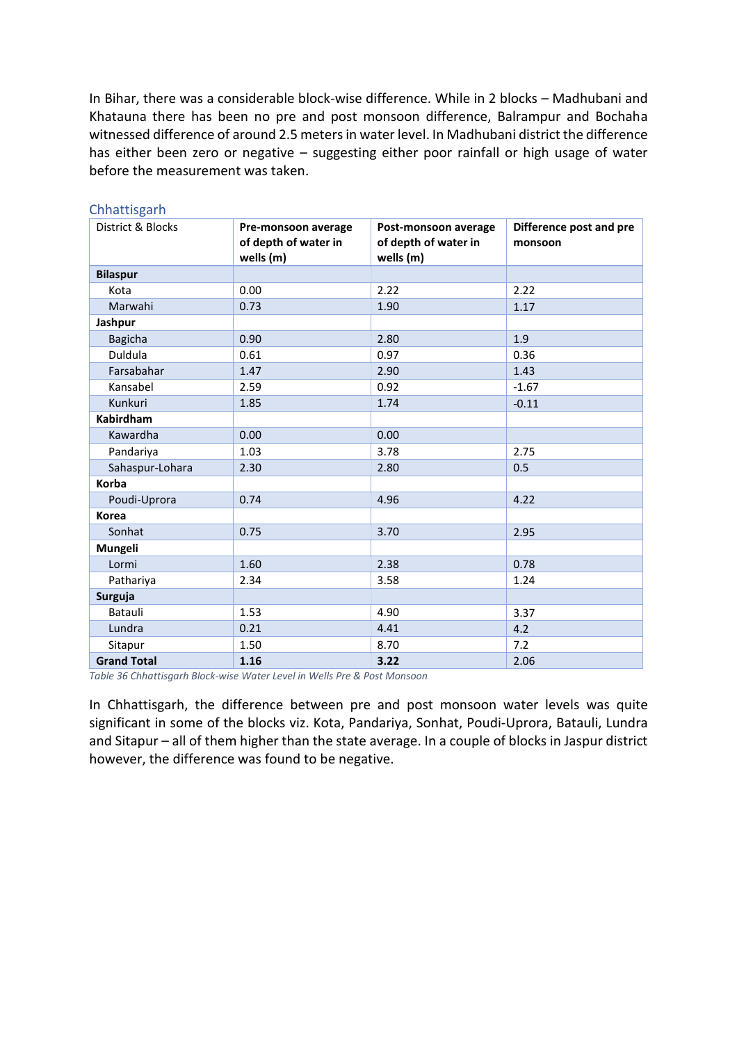In Bihar, there was a considerable block-wise difference. While in 2 blocks – Madhubani and Khatauna there has been no pre and post monsoon difference, Balrampur and Bochaha witnessed difference of around 2.5 meters in water level. In Madhubani district the difference has either been zero or negative – suggesting either poor rainfall or high usage of water before the measurement was taken.

## Chhattisgarh

| District & Blocks | **Pre-monsoon average of depth of water in wells (m)** | **Post-monsoon average of depth of water in wells (m)** | **Difference post and pre monsoon** |
|---|---|---|---|
| **Bilaspur** | | | |
| Kota | 0.00 | 2.22 | 2.22 |
| Marwahi | 0.73 | 1.90 | 1.17 |
| **Jashpur** | | | |
| Bagicha | 0.90 | 2.80 | 1.9 |
| Duldula | 0.61 | 0.97 | 0.36 |
| Farsabahar | 1.47 | 2.90 | 1.43 |
| Kansabel | 2.59 | 0.92 | -1.67 |
| Kunkuri | 1.85 | 1.74 | -0.11 |
| **Kabirdham** | | | |
| Kawardha | 0.00 | 0.00 | |
| Pandariya | 1.03 | 3.78 | 2.75 |
| Sahaspur-Lohara | 2.30 | 2.80 | 0.5 |
| **Korba** | | | |
| Poudi-Uprora | 0.74 | 4.96 | 4.22 |
| **Korea** | | | |
| Sonhat | 0.75 | 3.70 | 2.95 |
| **Mungeli** | | | |
| Lormi | 1.60 | 2.38 | 0.78 |
| Pathariya | 2.34 | 3.58 | 1.24 |
| **Surguja** | | | |
| Batauli | 1.53 | 4.90 | 3.37 |
| Lundra | 0.21 | 4.41 | 4.2 |
| Sitapur | 1.50 | 8.70 | 7.2 |
| **Grand Total** | **1.16** | **3.22** | 2.06 |

*Table 36 Chhattisgarh Block-wise Water Level in Wells Pre & Post Monsoon*

In Chhattisgarh, the difference between pre and post monsoon water levels was quite significant in some of the blocks viz. Kota, Pandariya, Sonhat, Poudi-Uprora, Batauli, Lundra and Sitapur – all of them higher than the state average. In a couple of blocks in Jaspur district however, the difference was found to be negative.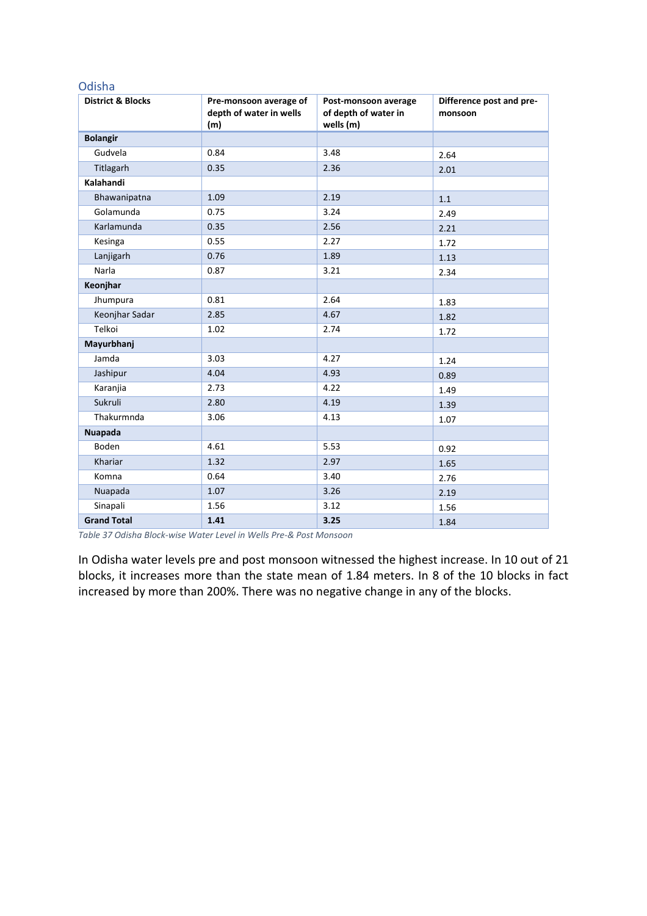## Odisha

| District & Blocks | Pre-monsoon average of depth of water in wells (m) | Post-monsoon average of depth of water in wells (m) | Difference post and pre-monsoon |
|---|---|---|---|
| **Bolangir** | | | |
| Gudvela | 0.84 | 3.48 | 2.64 |
| Titlagarh | 0.35 | 2.36 | 2.01 |
| **Kalahandi** | | | |
| Bhawanipatna | 1.09 | 2.19 | 1.1 |
| Golamunda | 0.75 | 3.24 | 2.49 |
| Karlamunda | 0.35 | 2.56 | 2.21 |
| Kesinga | 0.55 | 2.27 | 1.72 |
| Lanjigarh | 0.76 | 1.89 | 1.13 |
| Narla | 0.87 | 3.21 | 2.34 |
| **Keonjhar** | | | |
| Jhumpura | 0.81 | 2.64 | 1.83 |
| Keonjhar Sadar | 2.85 | 4.67 | 1.82 |
| Telkoi | 1.02 | 2.74 | 1.72 |
| **Mayurbhanj** | | | |
| Jamda | 3.03 | 4.27 | 1.24 |
| Jashipur | 4.04 | 4.93 | 0.89 |
| Karanjia | 2.73 | 4.22 | 1.49 |
| Sukruli | 2.80 | 4.19 | 1.39 |
| Thakurmnda | 3.06 | 4.13 | 1.07 |
| **Nuapada** | | | |
| Boden | 4.61 | 5.53 | 0.92 |
| Khariar | 1.32 | 2.97 | 1.65 |
| Komna | 0.64 | 3.40 | 2.76 |
| Nuapada | 1.07 | 3.26 | 2.19 |
| Sinapali | 1.56 | 3.12 | 1.56 |
| **Grand Total** | **1.41** | **3.25** | 1.84 |

*Table 37 Odisha Block-wise Water Level in Wells Pre-& Post Monsoon*

In Odisha water levels pre and post monsoon witnessed the highest increase. In 10 out of 21 blocks, it increases more than the state mean of 1.84 meters. In 8 of the 10 blocks in fact increased by more than 200%. There was no negative change in any of the blocks.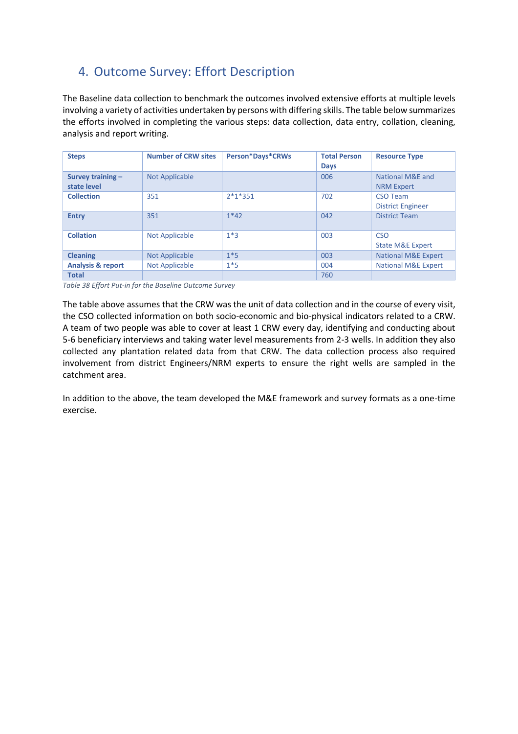## 4. Outcome Survey: Effort Description

The Baseline data collection to benchmark the outcomes involved extensive efforts at multiple levels involving a variety of activities undertaken by persons with differing skills. The table below summarizes the efforts involved in completing the various steps: data collection, data entry, collation, cleaning, analysis and report writing.

| Steps | Number of CRW sites | Person*Days*CRWs | Total Person Days | Resource Type |
|---|---|---|---|---|
| **Survey training – state level** | Not Applicable | | 006 | National M&E and NRM Expert |
| **Collection** | 351 | 2*1*351 | 702 | CSO Team<br>District Engineer |
| **Entry** | 351 | 1*42 | 042 | District Team |
| **Collation** | Not Applicable | 1*3 | 003 | CSO<br>State M&E Expert |
| **Cleaning** | Not Applicable | 1*5 | 003 | National M&E Expert |
| **Analysis & report** | Not Applicable | 1*5 | 004 | National M&E Expert |
| **Total** | | | 760 | |

*Table 38 Effort Put-in for the Baseline Outcome Survey*

The table above assumes that the CRW was the unit of data collection and in the course of every visit, the CSO collected information on both socio-economic and bio-physical indicators related to a CRW. A team of two people was able to cover at least 1 CRW every day, identifying and conducting about 5-6 beneficiary interviews and taking water level measurements from 2-3 wells. In addition they also collected any plantation related data from that CRW. The data collection process also required involvement from district Engineers/NRM experts to ensure the right wells are sampled in the catchment area.

In addition to the above, the team developed the M&E framework and survey formats as a one-time exercise.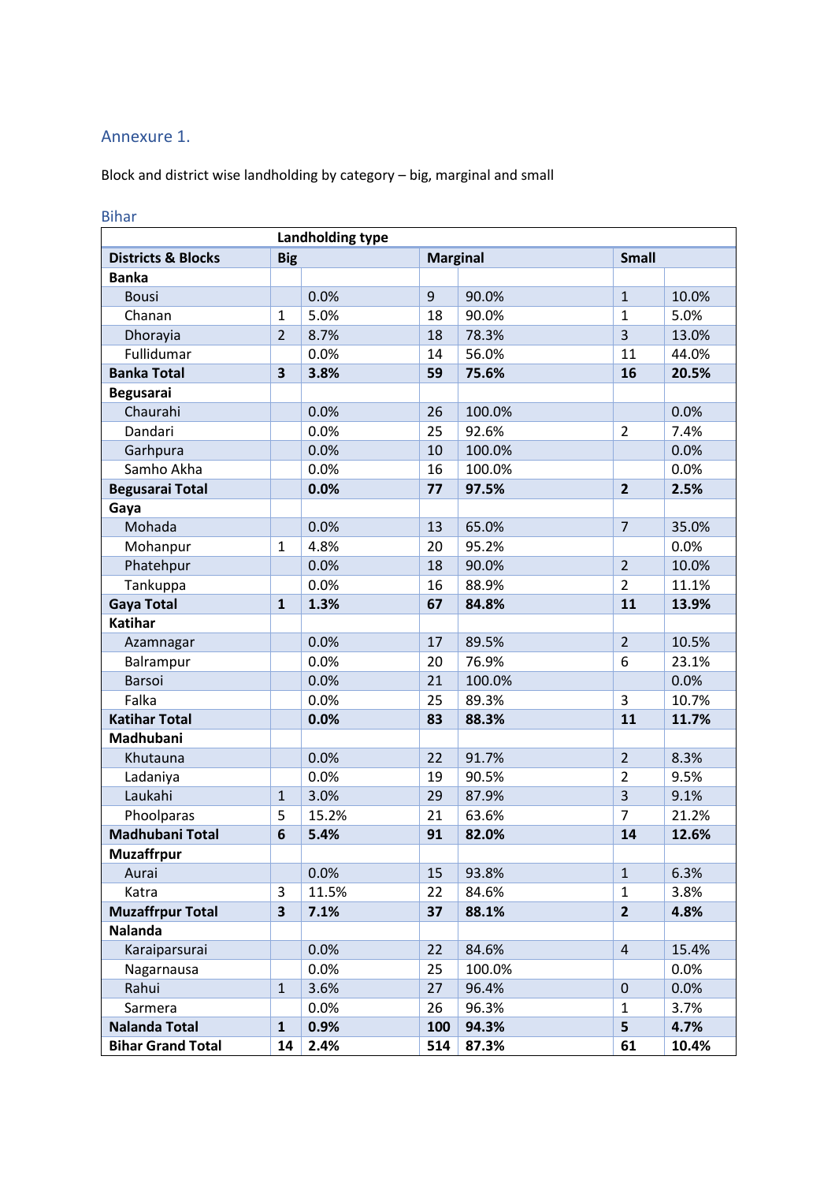## Annexure 1.

Block and district wise landholding by category – big, marginal and small

### Bihar

| | Landholding type | | | | | |
|---|---|---|---|---|---|---|
| **Districts & Blocks** | **Big** | | **Marginal** | | **Small** | |
| **Banka** | | | | | | |
| Bousi | | 0.0% | 9 | 90.0% | 1 | 10.0% |
| Chanan | 1 | 5.0% | 18 | 90.0% | 1 | 5.0% |
| Dhorayia | 2 | 8.7% | 18 | 78.3% | 3 | 13.0% |
| Fullidumar | | 0.0% | 14 | 56.0% | 11 | 44.0% |
| **Banka Total** | **3** | **3.8%** | **59** | **75.6%** | **16** | **20.5%** |
| **Begusarai** | | | | | | |
| Chaurahi | | 0.0% | 26 | 100.0% | | 0.0% |
| Dandari | | 0.0% | 25 | 92.6% | 2 | 7.4% |
| Garhpura | | 0.0% | 10 | 100.0% | | 0.0% |
| Samho Akha | | 0.0% | 16 | 100.0% | | 0.0% |
| **Begusarai Total** | | **0.0%** | **77** | **97.5%** | **2** | **2.5%** |
| **Gaya** | | | | | | |
| Mohada | | 0.0% | 13 | 65.0% | 7 | 35.0% |
| Mohanpur | 1 | 4.8% | 20 | 95.2% | | 0.0% |
| Phatehpur | | 0.0% | 18 | 90.0% | 2 | 10.0% |
| Tankuppa | | 0.0% | 16 | 88.9% | 2 | 11.1% |
| **Gaya Total** | **1** | **1.3%** | **67** | **84.8%** | **11** | **13.9%** |
| **Katihar** | | | | | | |
| Azamnagar | | 0.0% | 17 | 89.5% | 2 | 10.5% |
| Balrampur | | 0.0% | 20 | 76.9% | 6 | 23.1% |
| Barsoi | | 0.0% | 21 | 100.0% | | 0.0% |
| Falka | | 0.0% | 25 | 89.3% | 3 | 10.7% |
| **Katihar Total** | | **0.0%** | **83** | **88.3%** | **11** | **11.7%** |
| **Madhubani** | | | | | | |
| Khutauna | | 0.0% | 22 | 91.7% | 2 | 8.3% |
| Ladaniya | | 0.0% | 19 | 90.5% | 2 | 9.5% |
| Laukahi | 1 | 3.0% | 29 | 87.9% | 3 | 9.1% |
| Phoolparas | 5 | 15.2% | 21 | 63.6% | 7 | 21.2% |
| **Madhubani Total** | **6** | **5.4%** | **91** | **82.0%** | **14** | **12.6%** |
| **Muzaffrpur** | | | | | | |
| Aurai | | 0.0% | 15 | 93.8% | 1 | 6.3% |
| Katra | 3 | 11.5% | 22 | 84.6% | 1 | 3.8% |
| **Muzaffrpur Total** | **3** | **7.1%** | **37** | **88.1%** | **2** | **4.8%** |
| **Nalanda** | | | | | | |
| Karaiparsurai | | 0.0% | 22 | 84.6% | 4 | 15.4% |
| Nagarnausa | | 0.0% | 25 | 100.0% | | 0.0% |
| Rahui | 1 | 3.6% | 27 | 96.4% | 0 | 0.0% |
| Sarmera | | 0.0% | 26 | 96.3% | 1 | 3.7% |
| **Nalanda Total** | **1** | **0.9%** | **100** | **94.3%** | **5** | **4.7%** |
| **Bihar Grand Total** | **14** | **2.4%** | **514** | **87.3%** | **61** | **10.4%** |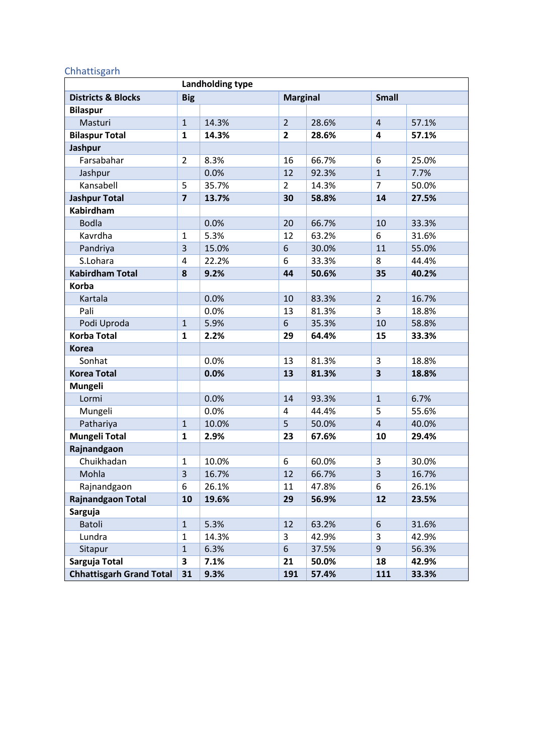## Chhattisgarh

| | Landholding type | | | | | |
|---|---|---|---|---|---|---|
| **Districts & Blocks** | **Big** | | **Marginal** | | **Small** | |
| **Bilaspur** | | | | | | |
| Masturi | 1 | 14.3% | 2 | 28.6% | 4 | 57.1% |
| **Bilaspur Total** | **1** | **14.3%** | **2** | **28.6%** | **4** | **57.1%** |
| **Jashpur** | | | | | | |
| Farsabahar | 2 | 8.3% | 16 | 66.7% | 6 | 25.0% |
| Jashpur | | 0.0% | 12 | 92.3% | 1 | 7.7% |
| Kansabell | 5 | 35.7% | 2 | 14.3% | 7 | 50.0% |
| **Jashpur Total** | **7** | **13.7%** | **30** | **58.8%** | **14** | **27.5%** |
| **Kabirdham** | | | | | | |
| Bodla | | 0.0% | 20 | 66.7% | 10 | 33.3% |
| Kavrdha | 1 | 5.3% | 12 | 63.2% | 6 | 31.6% |
| Pandriya | 3 | 15.0% | 6 | 30.0% | 11 | 55.0% |
| S.Lohara | 4 | 22.2% | 6 | 33.3% | 8 | 44.4% |
| **Kabirdham Total** | **8** | **9.2%** | **44** | **50.6%** | **35** | **40.2%** |
| **Korba** | | | | | | |
| Kartala | | 0.0% | 10 | 83.3% | 2 | 16.7% |
| Pali | | 0.0% | 13 | 81.3% | 3 | 18.8% |
| Podi Uproda | 1 | 5.9% | 6 | 35.3% | 10 | 58.8% |
| **Korba Total** | **1** | **2.2%** | **29** | **64.4%** | **15** | **33.3%** |
| **Korea** | | | | | | |
| Sonhat | | 0.0% | 13 | 81.3% | 3 | 18.8% |
| **Korea Total** | | **0.0%** | **13** | **81.3%** | **3** | **18.8%** |
| **Mungeli** | | | | | | |
| Lormi | | 0.0% | 14 | 93.3% | 1 | 6.7% |
| Mungeli | | 0.0% | 4 | 44.4% | 5 | 55.6% |
| Pathariya | 1 | 10.0% | 5 | 50.0% | 4 | 40.0% |
| **Mungeli Total** | **1** | **2.9%** | **23** | **67.6%** | **10** | **29.4%** |
| **Rajnandgaon** | | | | | | |
| Chuikhadan | 1 | 10.0% | 6 | 60.0% | 3 | 30.0% |
| Mohla | 3 | 16.7% | 12 | 66.7% | 3 | 16.7% |
| Rajnandgaon | 6 | 26.1% | 11 | 47.8% | 6 | 26.1% |
| **Rajnandgaon Total** | **10** | **19.6%** | **29** | **56.9%** | **12** | **23.5%** |
| **Sarguja** | | | | | | |
| Batoli | 1 | 5.3% | 12 | 63.2% | 6 | 31.6% |
| Lundra | 1 | 14.3% | 3 | 42.9% | 3 | 42.9% |
| Sitapur | 1 | 6.3% | 6 | 37.5% | 9 | 56.3% |
| **Sarguja Total** | **3** | **7.1%** | **21** | **50.0%** | **18** | **42.9%** |
| **Chhattisgarh Grand Total** | **31** | **9.3%** | **191** | **57.4%** | **111** | **33.3%** |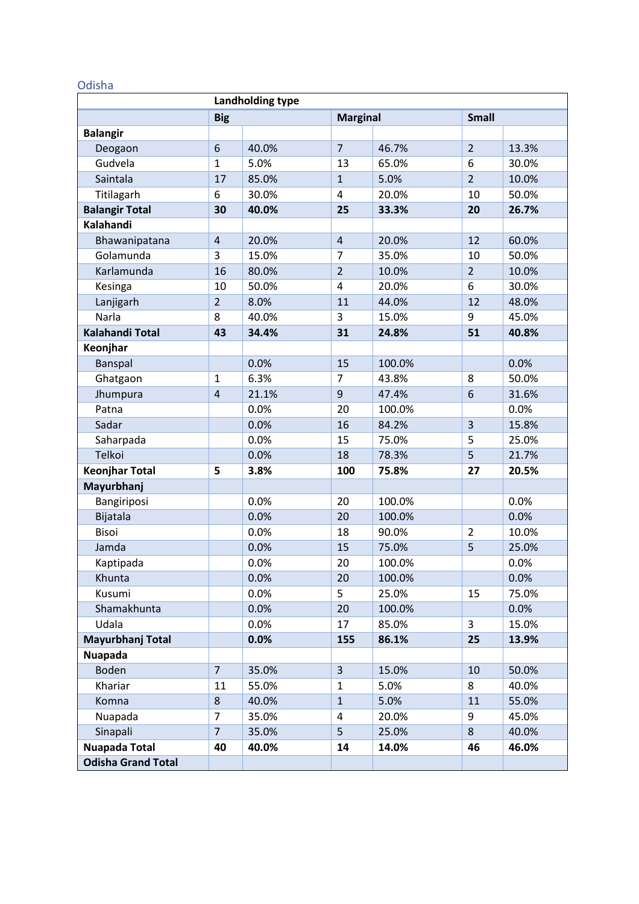## Odisha

| | Landholding type | | | | | |
|---|---|---|---|---|---|---|
| | Big | | Marginal | | Small | |
| **Balangir** | | | | | | |
| Deogaon | 6 | 40.0% | 7 | 46.7% | 2 | 13.3% |
| Gudvela | 1 | 5.0% | 13 | 65.0% | 6 | 30.0% |
| Saintala | 17 | 85.0% | 1 | 5.0% | 2 | 10.0% |
| Titilagarh | 6 | 30.0% | 4 | 20.0% | 10 | 50.0% |
| **Balangir Total** | **30** | **40.0%** | **25** | **33.3%** | **20** | **26.7%** |
| **Kalahandi** | | | | | | |
| Bhawanipatana | 4 | 20.0% | 4 | 20.0% | 12 | 60.0% |
| Golamunda | 3 | 15.0% | 7 | 35.0% | 10 | 50.0% |
| Karlamunda | 16 | 80.0% | 2 | 10.0% | 2 | 10.0% |
| Kesinga | 10 | 50.0% | 4 | 20.0% | 6 | 30.0% |
| Lanjigarh | 2 | 8.0% | 11 | 44.0% | 12 | 48.0% |
| Narla | 8 | 40.0% | 3 | 15.0% | 9 | 45.0% |
| **Kalahandi Total** | **43** | **34.4%** | **31** | **24.8%** | **51** | **40.8%** |
| **Keonjhar** | | | | | | |
| Banspal | | 0.0% | 15 | 100.0% | | 0.0% |
| Ghatgaon | 1 | 6.3% | 7 | 43.8% | 8 | 50.0% |
| Jhumpura | 4 | 21.1% | 9 | 47.4% | 6 | 31.6% |
| Patna | | 0.0% | 20 | 100.0% | | 0.0% |
| Sadar | | 0.0% | 16 | 84.2% | 3 | 15.8% |
| Saharpada | | 0.0% | 15 | 75.0% | 5 | 25.0% |
| Telkoi | | 0.0% | 18 | 78.3% | 5 | 21.7% |
| **Keonjhar Total** | **5** | **3.8%** | **100** | **75.8%** | **27** | **20.5%** |
| **Mayurbhanj** | | | | | | |
| Bangiriposi | | 0.0% | 20 | 100.0% | | 0.0% |
| Bijatala | | 0.0% | 20 | 100.0% | | 0.0% |
| Bisoi | | 0.0% | 18 | 90.0% | 2 | 10.0% |
| Jamda | | 0.0% | 15 | 75.0% | 5 | 25.0% |
| Kaptipada | | 0.0% | 20 | 100.0% | | 0.0% |
| Khunta | | 0.0% | 20 | 100.0% | | 0.0% |
| Kusumi | | 0.0% | 5 | 25.0% | 15 | 75.0% |
| Shamakhunta | | 0.0% | 20 | 100.0% | | 0.0% |
| Udala | | 0.0% | 17 | 85.0% | 3 | 15.0% |
| **Mayurbhanj Total** | | **0.0%** | **155** | **86.1%** | **25** | **13.9%** |
| **Nuapada** | | | | | | |
| Boden | 7 | 35.0% | 3 | 15.0% | 10 | 50.0% |
| Khariar | 11 | 55.0% | 1 | 5.0% | 8 | 40.0% |
| Komna | 8 | 40.0% | 1 | 5.0% | 11 | 55.0% |
| Nuapada | 7 | 35.0% | 4 | 20.0% | 9 | 45.0% |
| Sinapali | 7 | 35.0% | 5 | 25.0% | 8 | 40.0% |
| **Nuapada Total** | **40** | **40.0%** | **14** | **14.0%** | **46** | **46.0%** |
| **Odisha Grand Total** | | | | | | |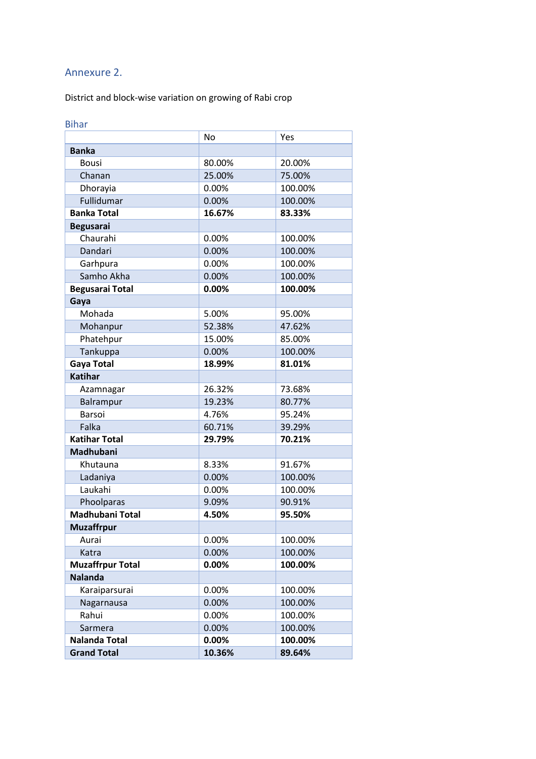## Annexure 2.

District and block-wise variation on growing of Rabi crop

### Bihar

| | No | Yes |
|---|---|---|
| **Banka** | | |
| Bousi | 80.00% | 20.00% |
| Chanan | 25.00% | 75.00% |
| Dhorayia | 0.00% | 100.00% |
| Fullidumar | 0.00% | 100.00% |
| **Banka Total** | **16.67%** | **83.33%** |
| **Begusarai** | | |
| Chaurahi | 0.00% | 100.00% |
| Dandari | 0.00% | 100.00% |
| Garhpura | 0.00% | 100.00% |
| Samho Akha | 0.00% | 100.00% |
| **Begusarai Total** | **0.00%** | **100.00%** |
| **Gaya** | | |
| Mohada | 5.00% | 95.00% |
| Mohanpur | 52.38% | 47.62% |
| Phatehpur | 15.00% | 85.00% |
| Tankuppa | 0.00% | 100.00% |
| **Gaya Total** | **18.99%** | **81.01%** |
| **Katihar** | | |
| Azamnagar | 26.32% | 73.68% |
| Balrampur | 19.23% | 80.77% |
| Barsoi | 4.76% | 95.24% |
| Falka | 60.71% | 39.29% |
| **Katihar Total** | **29.79%** | **70.21%** |
| **Madhubani** | | |
| Khutauna | 8.33% | 91.67% |
| Ladaniya | 0.00% | 100.00% |
| Laukahi | 0.00% | 100.00% |
| Phoolparas | 9.09% | 90.91% |
| **Madhubani Total** | **4.50%** | **95.50%** |
| **Muzaffrpur** | | |
| Aurai | 0.00% | 100.00% |
| Katra | 0.00% | 100.00% |
| **Muzaffrpur Total** | **0.00%** | **100.00%** |
| **Nalanda** | | |
| Karaiparsurai | 0.00% | 100.00% |
| Nagarnausa | 0.00% | 100.00% |
| Rahui | 0.00% | 100.00% |
| Sarmera | 0.00% | 100.00% |
| **Nalanda Total** | **0.00%** | **100.00%** |
| **Grand Total** | **10.36%** | **89.64%** |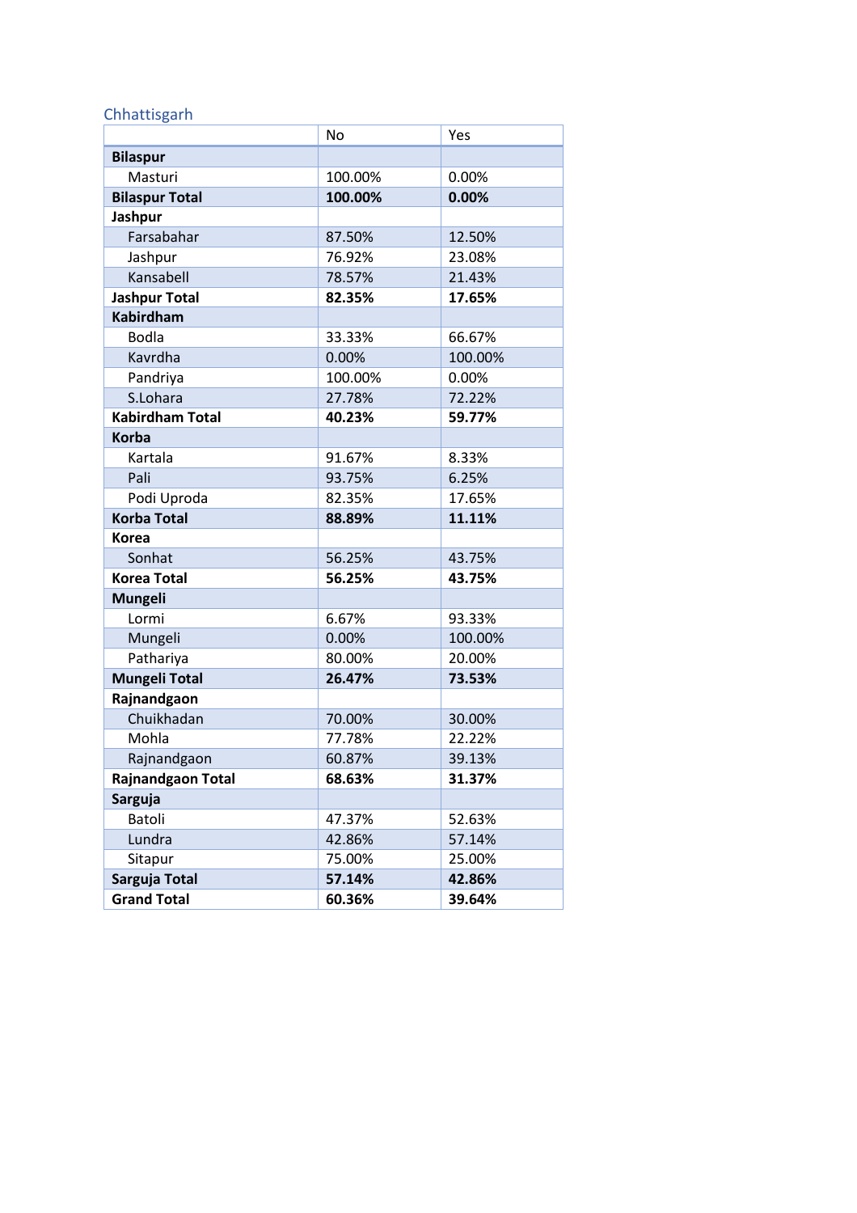## Chhattisgarh

| | No | Yes |
|---|---|---|
| **Bilaspur** | | |
| Masturi | 100.00% | 0.00% |
| **Bilaspur Total** | **100.00%** | **0.00%** |
| **Jashpur** | | |
| Farsabahar | 87.50% | 12.50% |
| Jashpur | 76.92% | 23.08% |
| Kansabell | 78.57% | 21.43% |
| **Jashpur Total** | **82.35%** | **17.65%** |
| **Kabirdham** | | |
| Bodla | 33.33% | 66.67% |
| Kavrdha | 0.00% | 100.00% |
| Pandriya | 100.00% | 0.00% |
| S.Lohara | 27.78% | 72.22% |
| **Kabirdham Total** | **40.23%** | **59.77%** |
| **Korba** | | |
| Kartala | 91.67% | 8.33% |
| Pali | 93.75% | 6.25% |
| Podi Uproda | 82.35% | 17.65% |
| **Korba Total** | **88.89%** | **11.11%** |
| **Korea** | | |
| Sonhat | 56.25% | 43.75% |
| **Korea Total** | **56.25%** | **43.75%** |
| **Mungeli** | | |
| Lormi | 6.67% | 93.33% |
| Mungeli | 0.00% | 100.00% |
| Pathariya | 80.00% | 20.00% |
| **Mungeli Total** | **26.47%** | **73.53%** |
| **Rajnandgaon** | | |
| Chuikhadan | 70.00% | 30.00% |
| Mohla | 77.78% | 22.22% |
| Rajnandgaon | 60.87% | 39.13% |
| **Rajnandgaon Total** | **68.63%** | **31.37%** |
| **Sarguja** | | |
| Batoli | 47.37% | 52.63% |
| Lundra | 42.86% | 57.14% |
| Sitapur | 75.00% | 25.00% |
| **Sarguja Total** | **57.14%** | **42.86%** |
| **Grand Total** | **60.36%** | **39.64%** |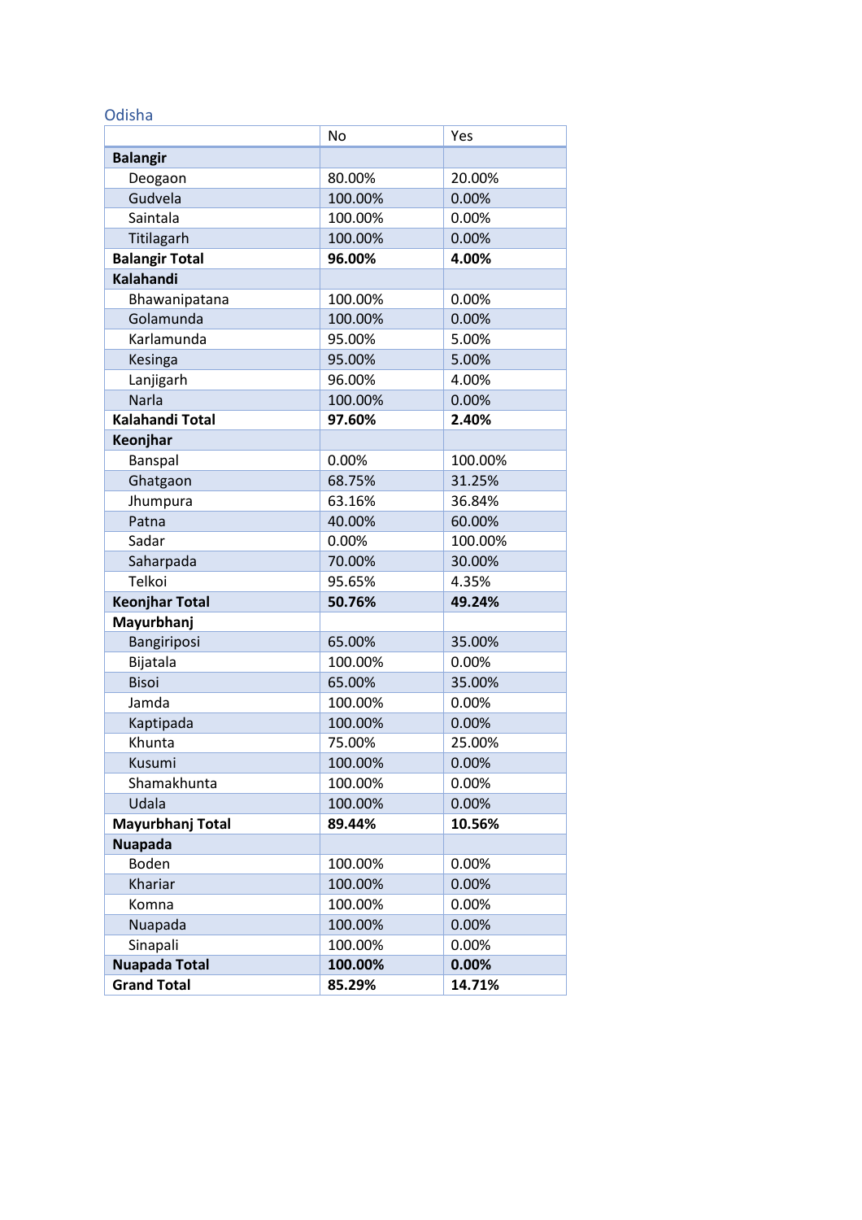## Odisha

| | No | Yes |
|---|---|---|
| **Balangir** | | |
| Deogaon | 80.00% | 20.00% |
| Gudvela | 100.00% | 0.00% |
| Saintala | 100.00% | 0.00% |
| Titilagarh | 100.00% | 0.00% |
| **Balangir Total** | **96.00%** | **4.00%** |
| **Kalahandi** | | |
| Bhawanipatana | 100.00% | 0.00% |
| Golamunda | 100.00% | 0.00% |
| Karlamunda | 95.00% | 5.00% |
| Kesinga | 95.00% | 5.00% |
| Lanjigarh | 96.00% | 4.00% |
| Narla | 100.00% | 0.00% |
| **Kalahandi Total** | **97.60%** | **2.40%** |
| **Keonjhar** | | |
| Banspal | 0.00% | 100.00% |
| Ghatgaon | 68.75% | 31.25% |
| Jhumpura | 63.16% | 36.84% |
| Patna | 40.00% | 60.00% |
| Sadar | 0.00% | 100.00% |
| Saharpada | 70.00% | 30.00% |
| Telkoi | 95.65% | 4.35% |
| **Keonjhar Total** | **50.76%** | **49.24%** |
| **Mayurbhanj** | | |
| Bangiriposi | 65.00% | 35.00% |
| Bijatala | 100.00% | 0.00% |
| Bisoi | 65.00% | 35.00% |
| Jamda | 100.00% | 0.00% |
| Kaptipada | 100.00% | 0.00% |
| Khunta | 75.00% | 25.00% |
| Kusumi | 100.00% | 0.00% |
| Shamakhunta | 100.00% | 0.00% |
| Udala | 100.00% | 0.00% |
| **Mayurbhanj Total** | **89.44%** | **10.56%** |
| **Nuapada** | | |
| Boden | 100.00% | 0.00% |
| Khariar | 100.00% | 0.00% |
| Komna | 100.00% | 0.00% |
| Nuapada | 100.00% | 0.00% |
| Sinapali | 100.00% | 0.00% |
| **Nuapada Total** | **100.00%** | **0.00%** |
| **Grand Total** | **85.29%** | **14.71%** |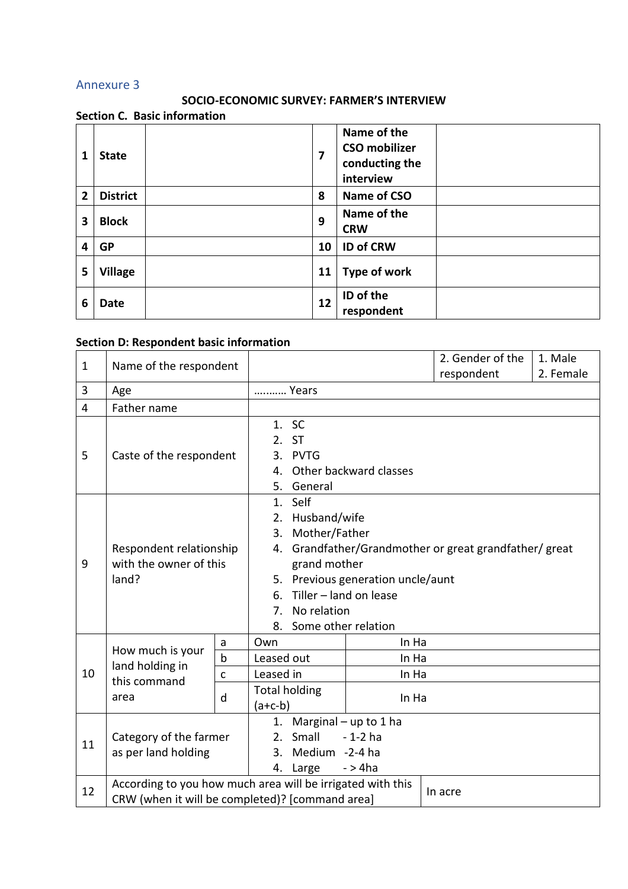## Annexure 3

### SOCIO-ECONOMIC SURVEY: FARMER'S INTERVIEW

**Section C. Basic information**

| | | | | | |
|---|---|---|---|---|---|
| **1** | **State** | | **7** | **Name of the CSO mobilizer conducting the interview** | |
| **2** | **District** | | **8** | **Name of CSO** | |
| **3** | **Block** | | **9** | **Name of the CRW** | |
| **4** | **GP** | | **10** | **ID of CRW** | |
| **5** | **Village** | | **11** | **Type of work** | |
| **6** | **Date** | | **12** | **ID of the respondent** | |

**Section D: Respondent basic information**

| | | | | | |
|---|---|---|---|---|---|
| 1 | Name of the respondent | | | 2. Gender of the respondent | 1. Male<br>2. Female |
| 3 | Age | | ……….. Years | | |
| 4 | Father name | | | | |
| 5 | Caste of the respondent | | 1. SC<br>2. ST<br>3. PVTG<br>4. Other backward classes<br>5. General | | |
| 9 | Respondent relationship with the owner of this land? | | 1. Self<br>2. Husband/wife<br>3. Mother/Father<br>4. Grandfather/Grandmother or great grandfather/ great grand mother<br>5. Previous generation uncle/aunt<br>6. Tiller – land on lease<br>7. No relation<br>8. Some other relation | | |
| 10 | How much is your land holding in this command area | a | Own | In Ha | |
| | | b | Leased out | In Ha | |
| | | c | Leased in | In Ha | |
| | | d | Total holding (a+c-b) | In Ha | |
| 11 | Category of the farmer as per land holding | | 1. Marginal – up to 1 ha<br>2. Small - 1-2 ha<br>3. Medium -2-4 ha<br>4. Large - > 4ha | | |
| 12 | According to you how much area will be irrigated with this CRW (when it will be completed)? [command area] | | | In acre | |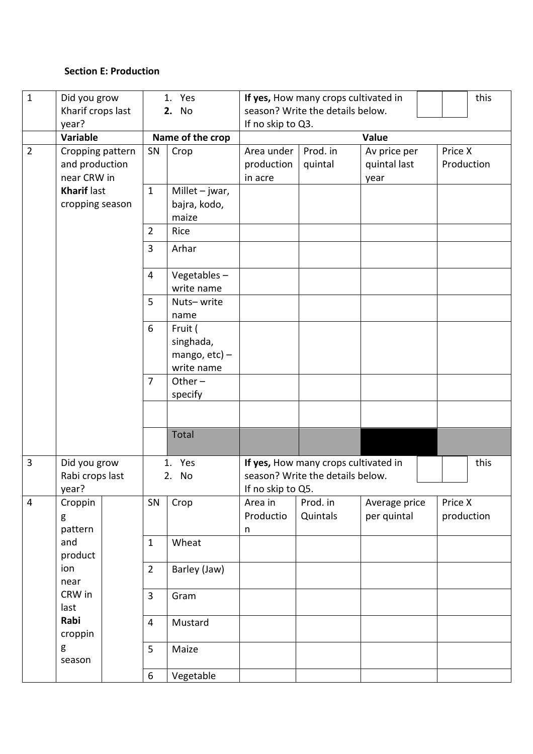**Section E: Production**

| | | | | | | | |
|---|---|---|---|---|---|---|---|
| 1 | Did you grow Kharif crops last year? | 1. Yes<br>**2.** No | | **If yes,** How many crops cultivated in this season? Write the details below.<br>If no skip to Q3. | | | |
| | **Variable** | **Name of the crop** | | **Value** | | | |
| 2 | Cropping pattern and production near CRW in **Kharif** last cropping season | SN | Crop | Area under production in acre | Prod. in quintal | Av price per quintal last year | Price X Production |
| | | 1 | Millet – jwar, bajra, kodo, maize | | | | |
| | | 2 | Rice | | | | |
| | | 3 | Arhar | | | | |
| | | 4 | Vegetables – write name | | | | |
| | | 5 | Nuts– write name | | | | |
| | | 6 | Fruit ( singhada, mango, etc) – write name | | | | |
| | | 7 | Other – specify | | | | |
| | | | | | | | |
| | | | Total | | | | |
| 3 | Did you grow Rabi crops last year? | 1. Yes<br>2. No | | **If yes,** How many crops cultivated in this season? Write the details below.<br>If no skip to Q5. | | | |
| 4 | Cropping pattern and production near CRW in last **Rabi** cropping season | SN | Crop | Area in Production | Prod. in Quintals | Average price per quintal | Price X production |
| | | 1 | Wheat | | | | |
| | | 2 | Barley (Jaw) | | | | |
| | | 3 | Gram | | | | |
| | | 4 | Mustard | | | | |
| | | 5 | Maize | | | | |
| | | 6 | Vegetable | | | | |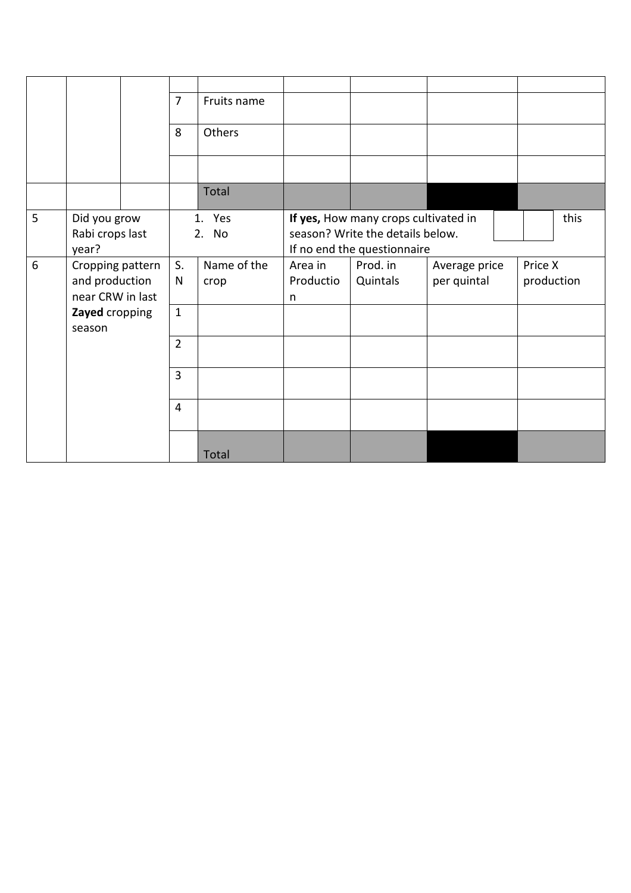| | | | | | | | | |
|---|---|---|---|---|---|---|---|---|
| | | | | | | | | |
| | | | 7 | Fruits name | | | | |
| | | | 8 | Others | | | | |
| | | | | | | | | |
| | | | | Total | | | | |
| 5 | Did you grow Rabi crops last year? | | 1. Yes<br>2. No | | **If yes,** How many crops cultivated in this season? Write the details below.<br>If no end the questionnaire | | | |
| 6 | Cropping pattern and production near CRW in last **Zayed** cropping season | | S. N | Name of the crop | Area in Production | Prod. in Quintals | Average price per quintal | Price X production |
| | | | 1 | | | | | |
| | | | 2 | | | | | |
| | | | 3 | | | | | |
| | | | 4 | | | | | |
| | | | | Total | | | | |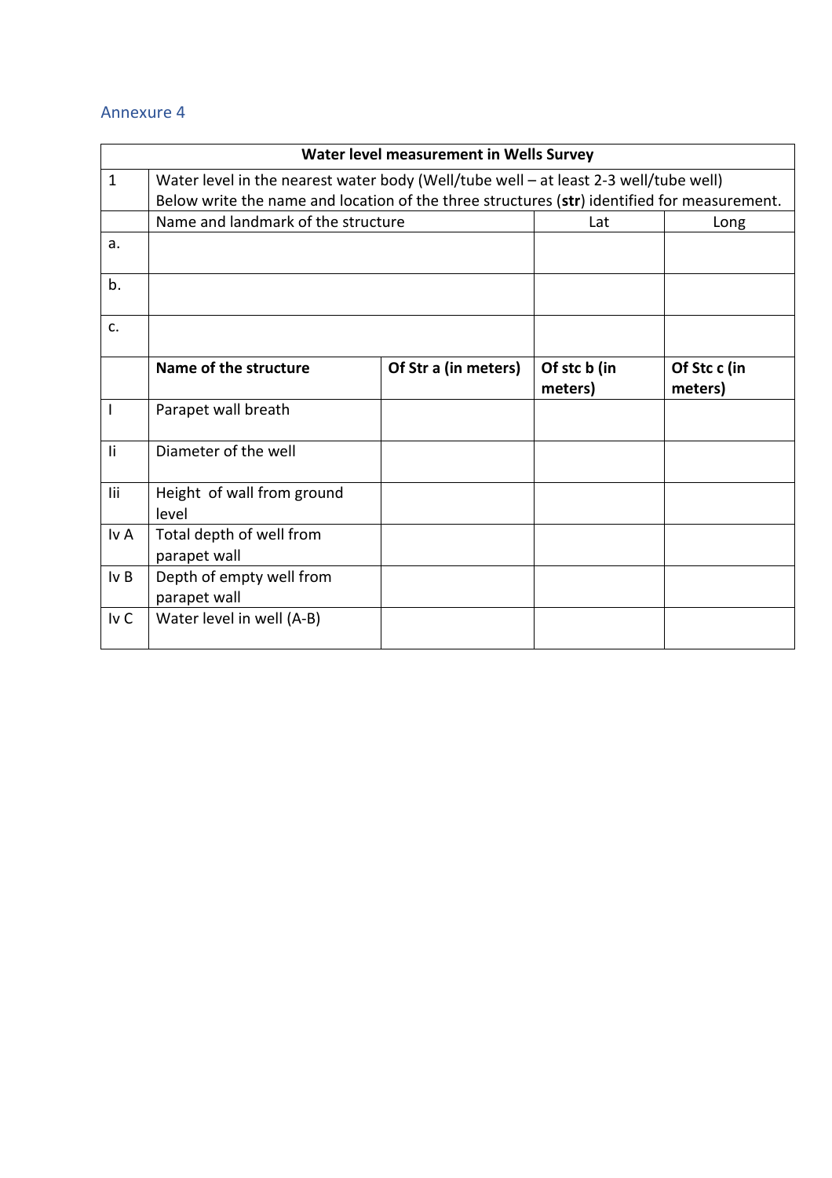## Annexure 4

| Water level measurement in Wells Survey | | | | |
|---|---|---|---|---|
| 1 | Water level in the nearest water body (Well/tube well – at least 2-3 well/tube well) Below write the name and location of the three structures (**str**) identified for measurement. | | | |
| | Name and landmark of the structure | | Lat | Long |
| a. | | | | |
| b. | | | | |
| c. | | | | |
| | **Name of the structure** | **Of Str a (in meters)** | **Of stc b (in meters)** | **Of Stc c (in meters)** |
| I | Parapet wall breath | | | |
| Ii | Diameter of the well | | | |
| Iii | Height of wall from ground level | | | |
| Iv A | Total depth of well from parapet wall | | | |
| Iv B | Depth of empty well from parapet wall | | | |
| Iv C | Water level in well (A-B) | | | |